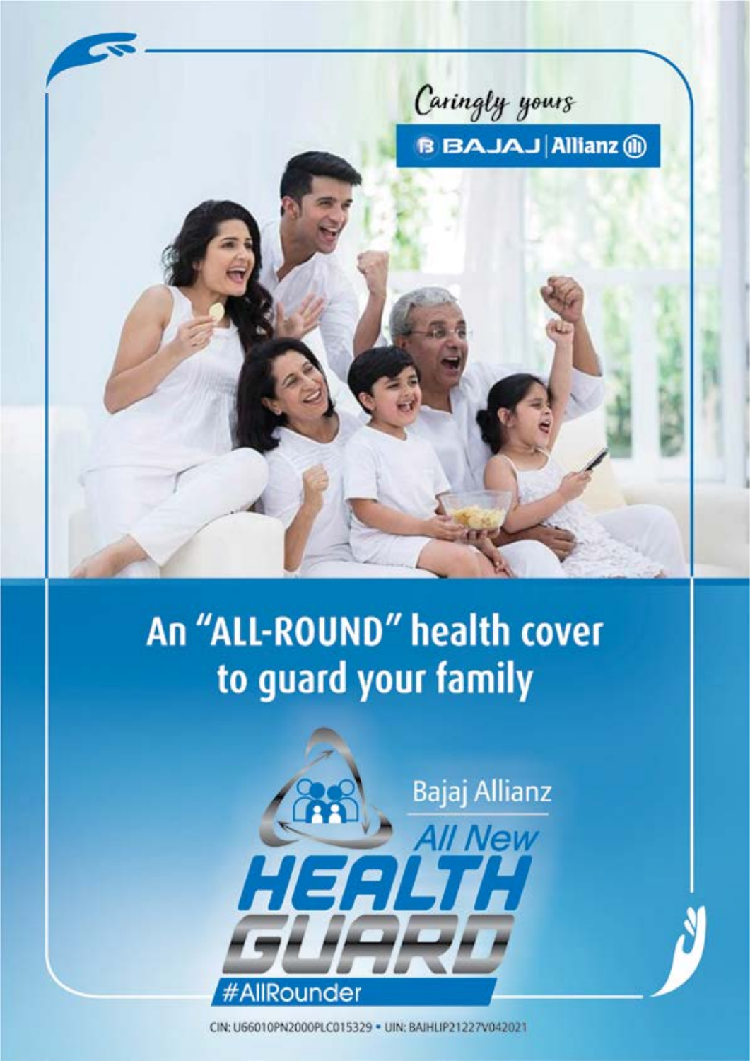Caringly yours

BAJAJ | Allianz

# An "ALL-ROUND" health cover to guard your family

Bajaj Allianz

## All New HEALTH GUARD

#AllRounder

CIN: U66010PN2000PLC015329 • UIN: BAJHLIP21227V042021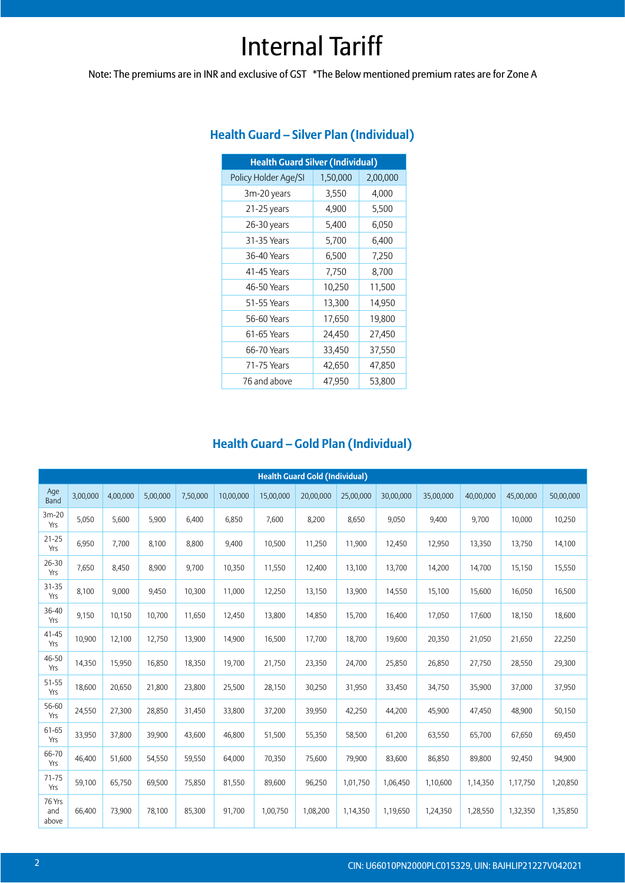# Internal Tariff

Note: The premiums are in INR and exclusive of GST *The Below mentioned premium rates are for Zone A

## Health Guard – Silver Plan (Individual)

| Health Guard Silver (Individual) | | |
|---|---|---|
| Policy Holder Age/SI | 1,50,000 | 2,00,000 |
| 3m-20 years | 3,550 | 4,000 |
| 21-25 years | 4,900 | 5,500 |
| 26-30 years | 5,400 | 6,050 |
| 31-35 Years | 5,700 | 6,400 |
| 36-40 Years | 6,500 | 7,250 |
| 41-45 Years | 7,750 | 8,700 |
| 46-50 Years | 10,250 | 11,500 |
| 51-55 Years | 13,300 | 14,950 |
| 56-60 Years | 17,650 | 19,800 |
| 61-65 Years | 24,450 | 27,450 |
| 66-70 Years | 33,450 | 37,550 |
| 71-75 Years | 42,650 | 47,850 |
| 76 and above | 47,950 | 53,800 |

## Health Guard – Gold Plan (Individual)

| Health Guard Gold (Individual) | | | | | | | | | | | | | |
|---|---|---|---|---|---|---|---|---|---|---|---|---|---|
| Age Band | 3,00,000 | 4,00,000 | 5,00,000 | 7,50,000 | 10,00,000 | 15,00,000 | 20,00,000 | 25,00,000 | 30,00,000 | 35,00,000 | 40,00,000 | 45,00,000 | 50,00,000 |
| 3m-20 Yrs | 5,050 | 5,600 | 5,900 | 6,400 | 6,850 | 7,600 | 8,200 | 8,650 | 9,050 | 9,400 | 9,700 | 10,000 | 10,250 |
| 21-25 Yrs | 6,950 | 7,700 | 8,100 | 8,800 | 9,400 | 10,500 | 11,250 | 11,900 | 12,450 | 12,950 | 13,350 | 13,750 | 14,100 |
| 26-30 Yrs | 7,650 | 8,450 | 8,900 | 9,700 | 10,350 | 11,550 | 12,400 | 13,100 | 13,700 | 14,200 | 14,700 | 15,150 | 15,550 |
| 31-35 Yrs | 8,100 | 9,000 | 9,450 | 10,300 | 11,000 | 12,250 | 13,150 | 13,900 | 14,550 | 15,100 | 15,600 | 16,050 | 16,500 |
| 36-40 Yrs | 9,150 | 10,150 | 10,700 | 11,650 | 12,450 | 13,800 | 14,850 | 15,700 | 16,400 | 17,050 | 17,600 | 18,150 | 18,600 |
| 41-45 Yrs | 10,900 | 12,100 | 12,750 | 13,900 | 14,900 | 16,500 | 17,700 | 18,700 | 19,600 | 20,350 | 21,050 | 21,650 | 22,250 |
| 46-50 Yrs | 14,350 | 15,950 | 16,850 | 18,350 | 19,700 | 21,750 | 23,350 | 24,700 | 25,850 | 26,850 | 27,750 | 28,550 | 29,300 |
| 51-55 Yrs | 18,600 | 20,650 | 21,800 | 23,800 | 25,500 | 28,150 | 30,250 | 31,950 | 33,450 | 34,750 | 35,900 | 37,000 | 37,950 |
| 56-60 Yrs | 24,550 | 27,300 | 28,850 | 31,450 | 33,800 | 37,200 | 39,950 | 42,250 | 44,200 | 45,900 | 47,450 | 48,900 | 50,150 |
| 61-65 Yrs | 33,950 | 37,800 | 39,900 | 43,600 | 46,800 | 51,500 | 55,350 | 58,500 | 61,200 | 63,550 | 65,700 | 67,650 | 69,450 |
| 66-70 Yrs | 46,400 | 51,600 | 54,550 | 59,550 | 64,000 | 70,350 | 75,600 | 79,900 | 83,600 | 86,850 | 89,800 | 92,450 | 94,900 |
| 71-75 Yrs | 59,100 | 65,750 | 69,500 | 75,850 | 81,550 | 89,600 | 96,250 | 1,01,750 | 1,06,450 | 1,10,600 | 1,14,350 | 1,17,750 | 1,20,850 |
| 76 Yrs and above | 66,400 | 73,900 | 78,100 | 85,300 | 91,700 | 1,00,750 | 1,08,200 | 1,14,350 | 1,19,650 | 1,24,350 | 1,28,550 | 1,32,350 | 1,35,850 |

CIN: U66010PN2000PLC015329, UIN: BAJHLIP21227V042021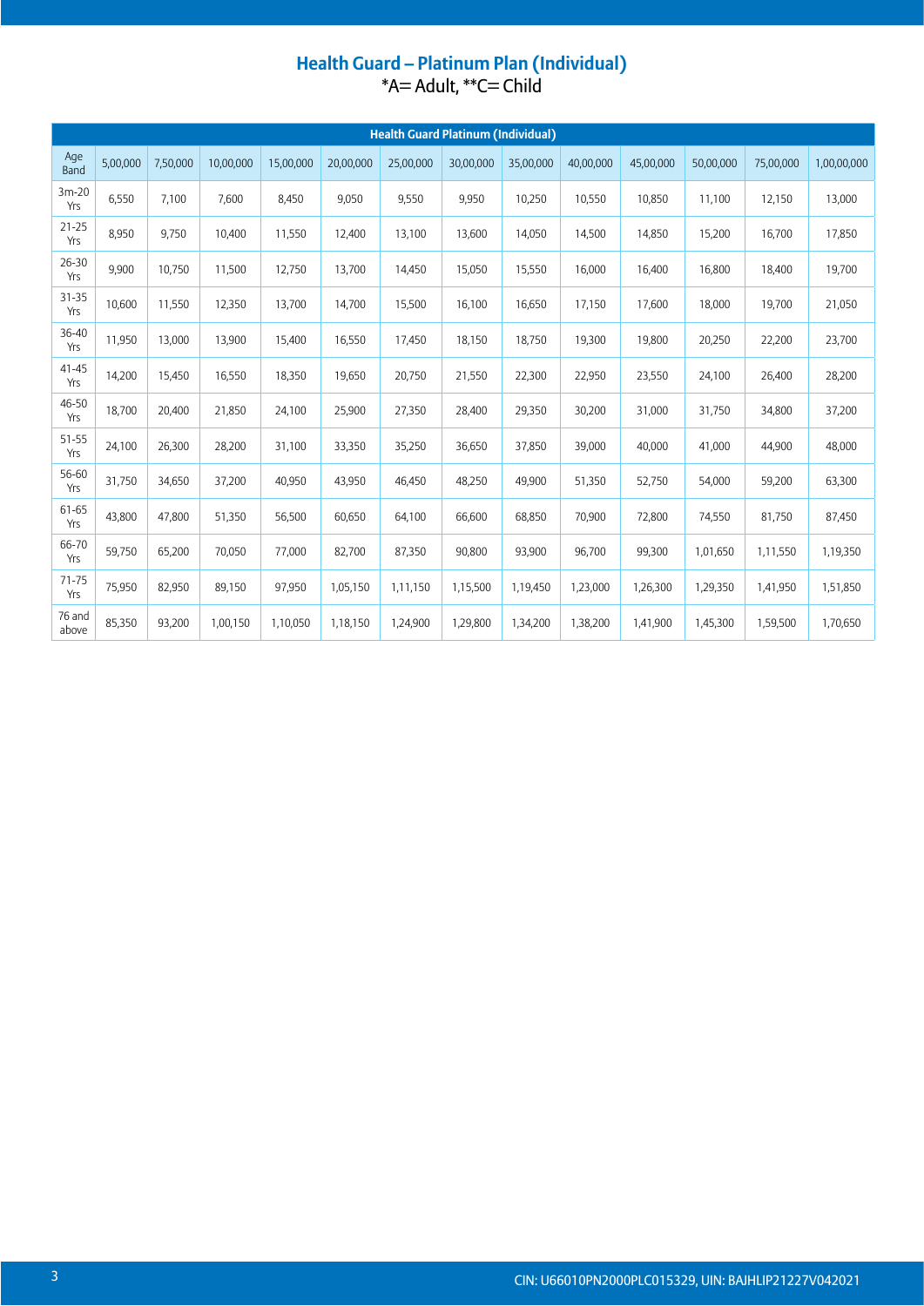## Health Guard – Platinum Plan (Individual)

*A= Adult, **C= Child

| Health Guard Platinum (Individual) | | | | | | | | | | | | | |
|---|---|---|---|---|---|---|---|---|---|---|---|---|---|
| Age Band | 5,00,000 | 7,50,000 | 10,00,000 | 15,00,000 | 20,00,000 | 25,00,000 | 30,00,000 | 35,00,000 | 40,00,000 | 45,00,000 | 50,00,000 | 75,00,000 | 1,00,00,000 |
| 3m-20 Yrs | 6,550 | 7,100 | 7,600 | 8,450 | 9,050 | 9,550 | 9,950 | 10,250 | 10,550 | 10,850 | 11,100 | 12,150 | 13,000 |
| 21-25 Yrs | 8,950 | 9,750 | 10,400 | 11,550 | 12,400 | 13,100 | 13,600 | 14,050 | 14,500 | 14,850 | 15,200 | 16,700 | 17,850 |
| 26-30 Yrs | 9,900 | 10,750 | 11,500 | 12,750 | 13,700 | 14,450 | 15,050 | 15,550 | 16,000 | 16,400 | 16,800 | 18,400 | 19,700 |
| 31-35 Yrs | 10,600 | 11,550 | 12,350 | 13,700 | 14,700 | 15,500 | 16,100 | 16,650 | 17,150 | 17,600 | 18,000 | 19,700 | 21,050 |
| 36-40 Yrs | 11,950 | 13,000 | 13,900 | 15,400 | 16,550 | 17,450 | 18,150 | 18,750 | 19,300 | 19,800 | 20,250 | 22,200 | 23,700 |
| 41-45 Yrs | 14,200 | 15,450 | 16,550 | 18,350 | 19,650 | 20,750 | 21,550 | 22,300 | 22,950 | 23,550 | 24,100 | 26,400 | 28,200 |
| 46-50 Yrs | 18,700 | 20,400 | 21,850 | 24,100 | 25,900 | 27,350 | 28,400 | 29,350 | 30,200 | 31,000 | 31,750 | 34,800 | 37,200 |
| 51-55 Yrs | 24,100 | 26,300 | 28,200 | 31,100 | 33,350 | 35,250 | 36,650 | 37,850 | 39,000 | 40,000 | 41,000 | 44,900 | 48,000 |
| 56-60 Yrs | 31,750 | 34,650 | 37,200 | 40,950 | 43,950 | 46,450 | 48,250 | 49,900 | 51,350 | 52,750 | 54,000 | 59,200 | 63,300 |
| 61-65 Yrs | 43,800 | 47,800 | 51,350 | 56,500 | 60,650 | 64,100 | 66,600 | 68,850 | 70,900 | 72,800 | 74,550 | 81,750 | 87,450 |
| 66-70 Yrs | 59,750 | 65,200 | 70,050 | 77,000 | 82,700 | 87,350 | 90,800 | 93,900 | 96,700 | 99,300 | 1,01,650 | 1,11,550 | 1,19,350 |
| 71-75 Yrs | 75,950 | 82,950 | 89,150 | 97,950 | 1,05,150 | 1,11,150 | 1,15,500 | 1,19,450 | 1,23,000 | 1,26,300 | 1,29,350 | 1,41,950 | 1,51,850 |
| 76 and above | 85,350 | 93,200 | 1,00,150 | 1,10,050 | 1,18,150 | 1,24,900 | 1,29,800 | 1,34,200 | 1,38,200 | 1,41,900 | 1,45,300 | 1,59,500 | 1,70,650 |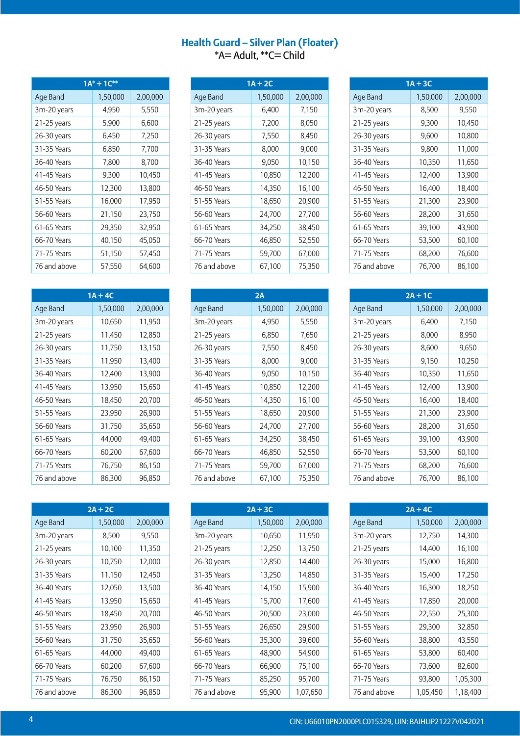## Health Guard – Silver Plan (Floater)

*A= Adult, **C= Child

| 1A* + 1C** | | |
|---|---|---|
| Age Band | 1,50,000 | 2,00,000 |
| 3m-20 years | 4,950 | 5,550 |
| 21-25 years | 5,900 | 6,600 |
| 26-30 years | 6,450 | 7,250 |
| 31-35 Years | 6,850 | 7,700 |
| 36-40 Years | 7,800 | 8,700 |
| 41-45 Years | 9,300 | 10,450 |
| 46-50 Years | 12,300 | 13,800 |
| 51-55 Years | 16,000 | 17,950 |
| 56-60 Years | 21,150 | 23,750 |
| 61-65 Years | 29,350 | 32,950 |
| 66-70 Years | 40,150 | 45,050 |
| 71-75 Years | 51,150 | 57,450 |
| 76 and above | 57,550 | 64,600 |

| 1A + 2C | | |
|---|---|---|
| Age Band | 1,50,000 | 2,00,000 |
| 3m-20 years | 6,400 | 7,150 |
| 21-25 years | 7,200 | 8,050 |
| 26-30 years | 7,550 | 8,450 |
| 31-35 Years | 8,000 | 9,000 |
| 36-40 Years | 9,050 | 10,150 |
| 41-45 Years | 10,850 | 12,200 |
| 46-50 Years | 14,350 | 16,100 |
| 51-55 Years | 18,650 | 20,900 |
| 56-60 Years | 24,700 | 27,700 |
| 61-65 Years | 34,250 | 38,450 |
| 66-70 Years | 46,850 | 52,550 |
| 71-75 Years | 59,700 | 67,000 |
| 76 and above | 67,100 | 75,350 |

| 1A + 3C | | |
|---|---|---|
| Age Band | 1,50,000 | 2,00,000 |
| 3m-20 years | 8,500 | 9,550 |
| 21-25 years | 9,300 | 10,450 |
| 26-30 years | 9,600 | 10,800 |
| 31-35 Years | 9,800 | 11,000 |
| 36-40 Years | 10,350 | 11,650 |
| 41-45 Years | 12,400 | 13,900 |
| 46-50 Years | 16,400 | 18,400 |
| 51-55 Years | 21,300 | 23,900 |
| 56-60 Years | 28,200 | 31,650 |
| 61-65 Years | 39,100 | 43,900 |
| 66-70 Years | 53,500 | 60,100 |
| 71-75 Years | 68,200 | 76,600 |
| 76 and above | 76,700 | 86,100 |

| 1A + 4C | | |
|---|---|---|
| Age Band | 1,50,000 | 2,00,000 |
| 3m-20 years | 10,650 | 11,950 |
| 21-25 years | 11,450 | 12,850 |
| 26-30 years | 11,750 | 13,150 |
| 31-35 Years | 11,950 | 13,400 |
| 36-40 Years | 12,400 | 13,900 |
| 41-45 Years | 13,950 | 15,650 |
| 46-50 Years | 18,450 | 20,700 |
| 51-55 Years | 23,950 | 26,900 |
| 56-60 Years | 31,750 | 35,650 |
| 61-65 Years | 44,000 | 49,400 |
| 66-70 Years | 60,200 | 67,600 |
| 71-75 Years | 76,750 | 86,150 |
| 76 and above | 86,300 | 96,850 |

| 2A | | |
|---|---|---|
| Age Band | 1,50,000 | 2,00,000 |
| 3m-20 years | 4,950 | 5,550 |
| 21-25 years | 6,850 | 7,650 |
| 26-30 years | 7,550 | 8,450 |
| 31-35 Years | 8,000 | 9,000 |
| 36-40 Years | 9,050 | 10,150 |
| 41-45 Years | 10,850 | 12,200 |
| 46-50 Years | 14,350 | 16,100 |
| 51-55 Years | 18,650 | 20,900 |
| 56-60 Years | 24,700 | 27,700 |
| 61-65 Years | 34,250 | 38,450 |
| 66-70 Years | 46,850 | 52,550 |
| 71-75 Years | 59,700 | 67,000 |
| 76 and above | 67,100 | 75,350 |

| 2A + 1C | | |
|---|---|---|
| Age Band | 1,50,000 | 2,00,000 |
| 3m-20 years | 6,400 | 7,150 |
| 21-25 years | 8,000 | 8,950 |
| 26-30 years | 8,600 | 9,650 |
| 31-35 Years | 9,150 | 10,250 |
| 36-40 Years | 10,350 | 11,650 |
| 41-45 Years | 12,400 | 13,900 |
| 46-50 Years | 16,400 | 18,400 |
| 51-55 Years | 21,300 | 23,900 |
| 56-60 Years | 28,200 | 31,650 |
| 61-65 Years | 39,100 | 43,900 |
| 66-70 Years | 53,500 | 60,100 |
| 71-75 Years | 68,200 | 76,600 |
| 76 and above | 76,700 | 86,100 |

| 2A + 2C | | |
|---|---|---|
| Age Band | 1,50,000 | 2,00,000 |
| 3m-20 years | 8,500 | 9,550 |
| 21-25 years | 10,100 | 11,350 |
| 26-30 years | 10,750 | 12,000 |
| 31-35 Years | 11,150 | 12,450 |
| 36-40 Years | 12,050 | 13,500 |
| 41-45 Years | 13,950 | 15,650 |
| 46-50 Years | 18,450 | 20,700 |
| 51-55 Years | 23,950 | 26,900 |
| 56-60 Years | 31,750 | 35,650 |
| 61-65 Years | 44,000 | 49,400 |
| 66-70 Years | 60,200 | 67,600 |
| 71-75 Years | 76,750 | 86,150 |
| 76 and above | 86,300 | 96,850 |

| 2A + 3C | | |
|---|---|---|
| Age Band | 1,50,000 | 2,00,000 |
| 3m-20 years | 10,650 | 11,950 |
| 21-25 years | 12,250 | 13,750 |
| 26-30 years | 12,850 | 14,400 |
| 31-35 Years | 13,250 | 14,850 |
| 36-40 Years | 14,150 | 15,900 |
| 41-45 Years | 15,700 | 17,600 |
| 46-50 Years | 20,500 | 23,000 |
| 51-55 Years | 26,650 | 29,900 |
| 56-60 Years | 35,300 | 39,600 |
| 61-65 Years | 48,900 | 54,900 |
| 66-70 Years | 66,900 | 75,100 |
| 71-75 Years | 85,250 | 95,700 |
| 76 and above | 95,900 | 1,07,650 |

| 2A + 4C | | |
|---|---|---|
| Age Band | 1,50,000 | 2,00,000 |
| 3m-20 years | 12,750 | 14,300 |
| 21-25 years | 14,400 | 16,100 |
| 26-30 years | 15,000 | 16,800 |
| 31-35 Years | 15,400 | 17,250 |
| 36-40 Years | 16,300 | 18,250 |
| 41-45 Years | 17,850 | 20,000 |
| 46-50 Years | 22,550 | 25,300 |
| 51-55 Years | 29,300 | 32,850 |
| 56-60 Years | 38,800 | 43,550 |
| 61-65 Years | 53,800 | 60,400 |
| 66-70 Years | 73,600 | 82,600 |
| 71-75 Years | 93,800 | 1,05,300 |
| 76 and above | 1,05,450 | 1,18,400 |

CIN: U66010PN2000PLC015329, UIN: BAJHLIP21227V042021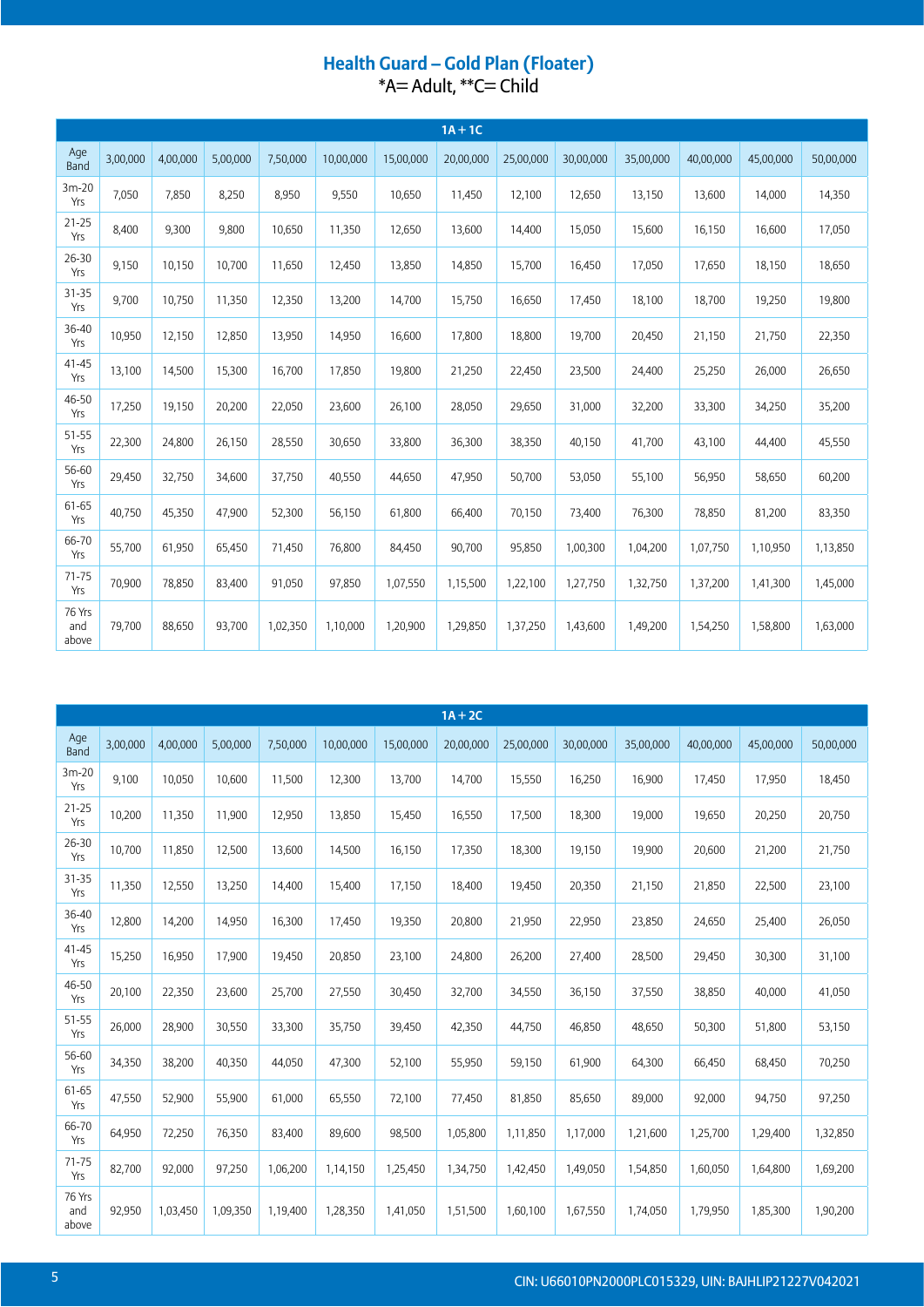## Health Guard – Gold Plan (Floater)

*A= Adult, **C= Child

| 1A + 1C | | | | | | | | | | | | | |
|---|---|---|---|---|---|---|---|---|---|---|---|---|---|
| Age Band | 3,00,000 | 4,00,000 | 5,00,000 | 7,50,000 | 10,00,000 | 15,00,000 | 20,00,000 | 25,00,000 | 30,00,000 | 35,00,000 | 40,00,000 | 45,00,000 | 50,00,000 |
| 3m-20 Yrs | 7,050 | 7,850 | 8,250 | 8,950 | 9,550 | 10,650 | 11,450 | 12,100 | 12,650 | 13,150 | 13,600 | 14,000 | 14,350 |
| 21-25 Yrs | 8,400 | 9,300 | 9,800 | 10,650 | 11,350 | 12,650 | 13,600 | 14,400 | 15,050 | 15,600 | 16,150 | 16,600 | 17,050 |
| 26-30 Yrs | 9,150 | 10,150 | 10,700 | 11,650 | 12,450 | 13,850 | 14,850 | 15,700 | 16,450 | 17,050 | 17,650 | 18,150 | 18,650 |
| 31-35 Yrs | 9,700 | 10,750 | 11,350 | 12,350 | 13,200 | 14,700 | 15,750 | 16,650 | 17,450 | 18,100 | 18,700 | 19,250 | 19,800 |
| 36-40 Yrs | 10,950 | 12,150 | 12,850 | 13,950 | 14,950 | 16,600 | 17,800 | 18,800 | 19,700 | 20,450 | 21,150 | 21,750 | 22,350 |
| 41-45 Yrs | 13,100 | 14,500 | 15,300 | 16,700 | 17,850 | 19,800 | 21,250 | 22,450 | 23,500 | 24,400 | 25,250 | 26,000 | 26,650 |
| 46-50 Yrs | 17,250 | 19,150 | 20,200 | 22,050 | 23,600 | 26,100 | 28,050 | 29,650 | 31,000 | 32,200 | 33,300 | 34,250 | 35,200 |
| 51-55 Yrs | 22,300 | 24,800 | 26,150 | 28,550 | 30,650 | 33,800 | 36,300 | 38,350 | 40,150 | 41,700 | 43,100 | 44,400 | 45,550 |
| 56-60 Yrs | 29,450 | 32,750 | 34,600 | 37,750 | 40,550 | 44,650 | 47,950 | 50,700 | 53,050 | 55,100 | 56,950 | 58,650 | 60,200 |
| 61-65 Yrs | 40,750 | 45,350 | 47,900 | 52,300 | 56,150 | 61,800 | 66,400 | 70,150 | 73,400 | 76,300 | 78,850 | 81,200 | 83,350 |
| 66-70 Yrs | 55,700 | 61,950 | 65,450 | 71,450 | 76,800 | 84,450 | 90,700 | 95,850 | 1,00,300 | 1,04,200 | 1,07,750 | 1,10,950 | 1,13,850 |
| 71-75 Yrs | 70,900 | 78,850 | 83,400 | 91,050 | 97,850 | 1,07,550 | 1,15,500 | 1,22,100 | 1,27,750 | 1,32,750 | 1,37,200 | 1,41,300 | 1,45,000 |
| 76 Yrs and above | 79,700 | 88,650 | 93,700 | 1,02,350 | 1,10,000 | 1,20,900 | 1,29,850 | 1,37,250 | 1,43,600 | 1,49,200 | 1,54,250 | 1,58,800 | 1,63,000 |

| 1A + 2C | | | | | | | | | | | | | |
|---|---|---|---|---|---|---|---|---|---|---|---|---|---|
| Age Band | 3,00,000 | 4,00,000 | 5,00,000 | 7,50,000 | 10,00,000 | 15,00,000 | 20,00,000 | 25,00,000 | 30,00,000 | 35,00,000 | 40,00,000 | 45,00,000 | 50,00,000 |
| 3m-20 Yrs | 9,100 | 10,050 | 10,600 | 11,500 | 12,300 | 13,700 | 14,700 | 15,550 | 16,250 | 16,900 | 17,450 | 17,950 | 18,450 |
| 21-25 Yrs | 10,200 | 11,350 | 11,900 | 12,950 | 13,850 | 15,450 | 16,550 | 17,500 | 18,300 | 19,000 | 19,650 | 20,250 | 20,750 |
| 26-30 Yrs | 10,700 | 11,850 | 12,500 | 13,600 | 14,500 | 16,150 | 17,350 | 18,300 | 19,150 | 19,900 | 20,600 | 21,200 | 21,750 |
| 31-35 Yrs | 11,350 | 12,550 | 13,250 | 14,400 | 15,400 | 17,150 | 18,400 | 19,450 | 20,350 | 21,150 | 21,850 | 22,500 | 23,100 |
| 36-40 Yrs | 12,800 | 14,200 | 14,950 | 16,300 | 17,450 | 19,350 | 20,800 | 21,950 | 22,950 | 23,850 | 24,650 | 25,400 | 26,050 |
| 41-45 Yrs | 15,250 | 16,950 | 17,900 | 19,450 | 20,850 | 23,100 | 24,800 | 26,200 | 27,400 | 28,500 | 29,450 | 30,300 | 31,100 |
| 46-50 Yrs | 20,100 | 22,350 | 23,600 | 25,700 | 27,550 | 30,450 | 32,700 | 34,550 | 36,150 | 37,550 | 38,850 | 40,000 | 41,050 |
| 51-55 Yrs | 26,000 | 28,900 | 30,550 | 33,300 | 35,750 | 39,450 | 42,350 | 44,750 | 46,850 | 48,650 | 50,300 | 51,800 | 53,150 |
| 56-60 Yrs | 34,350 | 38,200 | 40,350 | 44,050 | 47,300 | 52,100 | 55,950 | 59,150 | 61,900 | 64,300 | 66,450 | 68,450 | 70,250 |
| 61-65 Yrs | 47,550 | 52,900 | 55,900 | 61,000 | 65,550 | 72,100 | 77,450 | 81,850 | 85,650 | 89,000 | 92,000 | 94,750 | 97,250 |
| 66-70 Yrs | 64,950 | 72,250 | 76,350 | 83,400 | 89,600 | 98,500 | 1,05,800 | 1,11,850 | 1,17,000 | 1,21,600 | 1,25,700 | 1,29,400 | 1,32,850 |
| 71-75 Yrs | 82,700 | 92,000 | 97,250 | 1,06,200 | 1,14,150 | 1,25,450 | 1,34,750 | 1,42,450 | 1,49,050 | 1,54,850 | 1,60,050 | 1,64,800 | 1,69,200 |
| 76 Yrs and above | 92,950 | 1,03,450 | 1,09,350 | 1,19,400 | 1,28,350 | 1,41,050 | 1,51,500 | 1,60,100 | 1,67,550 | 1,74,050 | 1,79,950 | 1,85,300 | 1,90,200 |

CIN: U66010PN2000PLC015329, UIN: BAJHLIP21227V042021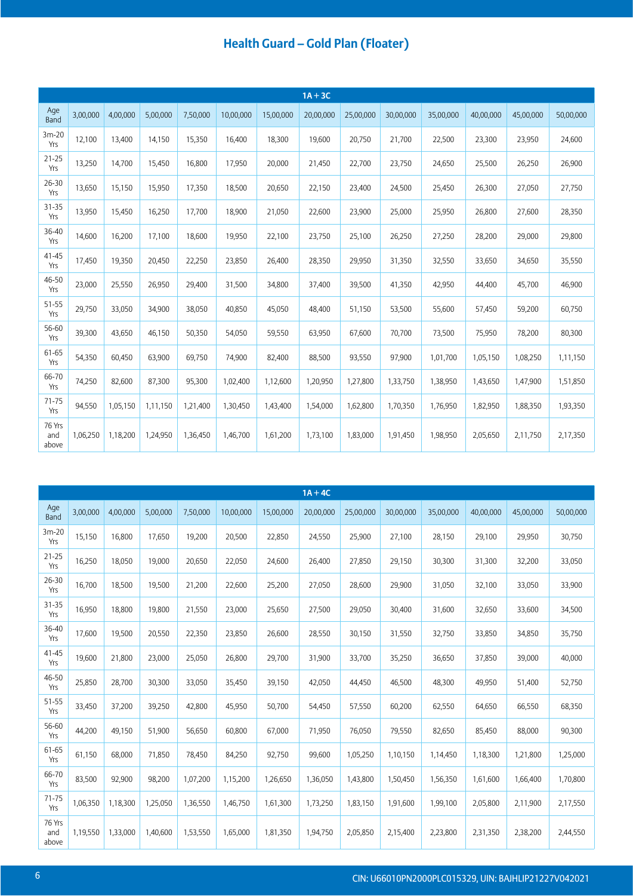## Health Guard – Gold Plan (Floater)

| 1A + 3C | | | | | | | | | | | | | |
|---|---|---|---|---|---|---|---|---|---|---|---|---|---|
| Age Band | 3,00,000 | 4,00,000 | 5,00,000 | 7,50,000 | 10,00,000 | 15,00,000 | 20,00,000 | 25,00,000 | 30,00,000 | 35,00,000 | 40,00,000 | 45,00,000 | 50,00,000 |
| 3m-20 Yrs | 12,100 | 13,400 | 14,150 | 15,350 | 16,400 | 18,300 | 19,600 | 20,750 | 21,700 | 22,500 | 23,300 | 23,950 | 24,600 |
| 21-25 Yrs | 13,250 | 14,700 | 15,450 | 16,800 | 17,950 | 20,000 | 21,450 | 22,700 | 23,750 | 24,650 | 25,500 | 26,250 | 26,900 |
| 26-30 Yrs | 13,650 | 15,150 | 15,950 | 17,350 | 18,500 | 20,650 | 22,150 | 23,400 | 24,500 | 25,450 | 26,300 | 27,050 | 27,750 |
| 31-35 Yrs | 13,950 | 15,450 | 16,250 | 17,700 | 18,900 | 21,050 | 22,600 | 23,900 | 25,000 | 25,950 | 26,800 | 27,600 | 28,350 |
| 36-40 Yrs | 14,600 | 16,200 | 17,100 | 18,600 | 19,950 | 22,100 | 23,750 | 25,100 | 26,250 | 27,250 | 28,200 | 29,000 | 29,800 |
| 41-45 Yrs | 17,450 | 19,350 | 20,450 | 22,250 | 23,850 | 26,400 | 28,350 | 29,950 | 31,350 | 32,550 | 33,650 | 34,650 | 35,550 |
| 46-50 Yrs | 23,000 | 25,550 | 26,950 | 29,400 | 31,500 | 34,800 | 37,400 | 39,500 | 41,350 | 42,950 | 44,400 | 45,700 | 46,900 |
| 51-55 Yrs | 29,750 | 33,050 | 34,900 | 38,050 | 40,850 | 45,050 | 48,400 | 51,150 | 53,500 | 55,600 | 57,450 | 59,200 | 60,750 |
| 56-60 Yrs | 39,300 | 43,650 | 46,150 | 50,350 | 54,050 | 59,550 | 63,950 | 67,600 | 70,700 | 73,500 | 75,950 | 78,200 | 80,300 |
| 61-65 Yrs | 54,350 | 60,450 | 63,900 | 69,750 | 74,900 | 82,400 | 88,500 | 93,550 | 97,900 | 1,01,700 | 1,05,150 | 1,08,250 | 1,11,150 |
| 66-70 Yrs | 74,250 | 82,600 | 87,300 | 95,300 | 1,02,400 | 1,12,600 | 1,20,950 | 1,27,800 | 1,33,750 | 1,38,950 | 1,43,650 | 1,47,900 | 1,51,850 |
| 71-75 Yrs | 94,550 | 1,05,150 | 1,11,150 | 1,21,400 | 1,30,450 | 1,43,400 | 1,54,000 | 1,62,800 | 1,70,350 | 1,76,950 | 1,82,950 | 1,88,350 | 1,93,350 |
| 76 Yrs and above | 1,06,250 | 1,18,200 | 1,24,950 | 1,36,450 | 1,46,700 | 1,61,200 | 1,73,100 | 1,83,000 | 1,91,450 | 1,98,950 | 2,05,650 | 2,11,750 | 2,17,350 |

| 1A + 4C | | | | | | | | | | | | | |
|---|---|---|---|---|---|---|---|---|---|---|---|---|---|
| Age Band | 3,00,000 | 4,00,000 | 5,00,000 | 7,50,000 | 10,00,000 | 15,00,000 | 20,00,000 | 25,00,000 | 30,00,000 | 35,00,000 | 40,00,000 | 45,00,000 | 50,00,000 |
| 3m-20 Yrs | 15,150 | 16,800 | 17,650 | 19,200 | 20,500 | 22,850 | 24,550 | 25,900 | 27,100 | 28,150 | 29,100 | 29,950 | 30,750 |
| 21-25 Yrs | 16,250 | 18,050 | 19,000 | 20,650 | 22,050 | 24,600 | 26,400 | 27,850 | 29,150 | 30,300 | 31,300 | 32,200 | 33,050 |
| 26-30 Yrs | 16,700 | 18,500 | 19,500 | 21,200 | 22,600 | 25,200 | 27,050 | 28,600 | 29,900 | 31,050 | 32,100 | 33,050 | 33,900 |
| 31-35 Yrs | 16,950 | 18,800 | 19,800 | 21,550 | 23,000 | 25,650 | 27,500 | 29,050 | 30,400 | 31,600 | 32,650 | 33,600 | 34,500 |
| 36-40 Yrs | 17,600 | 19,500 | 20,550 | 22,350 | 23,850 | 26,600 | 28,550 | 30,150 | 31,550 | 32,750 | 33,850 | 34,850 | 35,750 |
| 41-45 Yrs | 19,600 | 21,800 | 23,000 | 25,050 | 26,800 | 29,700 | 31,900 | 33,700 | 35,250 | 36,650 | 37,850 | 39,000 | 40,000 |
| 46-50 Yrs | 25,850 | 28,700 | 30,300 | 33,050 | 35,450 | 39,150 | 42,050 | 44,450 | 46,500 | 48,300 | 49,950 | 51,400 | 52,750 |
| 51-55 Yrs | 33,450 | 37,200 | 39,250 | 42,800 | 45,950 | 50,700 | 54,450 | 57,550 | 60,200 | 62,550 | 64,650 | 66,550 | 68,350 |
| 56-60 Yrs | 44,200 | 49,150 | 51,900 | 56,650 | 60,800 | 67,000 | 71,950 | 76,050 | 79,550 | 82,650 | 85,450 | 88,000 | 90,300 |
| 61-65 Yrs | 61,150 | 68,000 | 71,850 | 78,450 | 84,250 | 92,750 | 99,600 | 1,05,250 | 1,10,150 | 1,14,450 | 1,18,300 | 1,21,800 | 1,25,000 |
| 66-70 Yrs | 83,500 | 92,900 | 98,200 | 1,07,200 | 1,15,200 | 1,26,650 | 1,36,050 | 1,43,800 | 1,50,450 | 1,56,350 | 1,61,600 | 1,66,400 | 1,70,800 |
| 71-75 Yrs | 1,06,350 | 1,18,300 | 1,25,050 | 1,36,550 | 1,46,750 | 1,61,300 | 1,73,250 | 1,83,150 | 1,91,600 | 1,99,100 | 2,05,800 | 2,11,900 | 2,17,550 |
| 76 Yrs and above | 1,19,550 | 1,33,000 | 1,40,600 | 1,53,550 | 1,65,000 | 1,81,350 | 1,94,750 | 2,05,850 | 2,15,400 | 2,23,800 | 2,31,350 | 2,38,200 | 2,44,550 |

CIN: U66010PN2000PLC015329, UIN: BAJHLIP21227V042021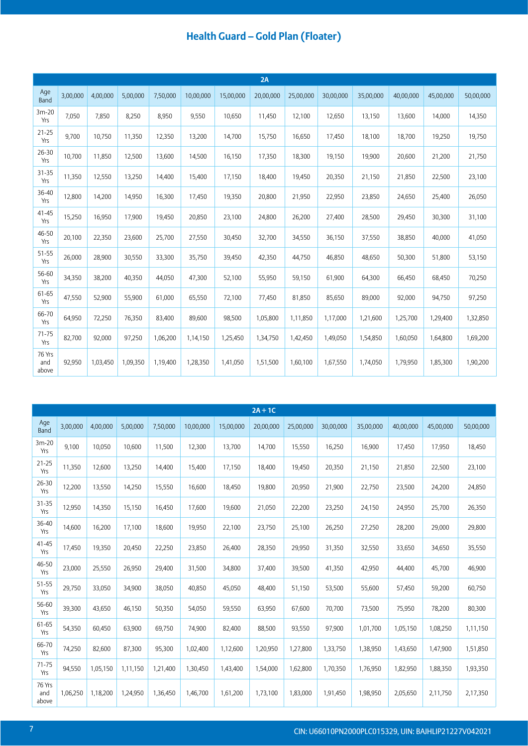## Health Guard – Gold Plan (Floater)

| 2A | | | | | | | | | | | | | |
|---|---|---|---|---|---|---|---|---|---|---|---|---|---|
| Age Band | 3,00,000 | 4,00,000 | 5,00,000 | 7,50,000 | 10,00,000 | 15,00,000 | 20,00,000 | 25,00,000 | 30,00,000 | 35,00,000 | 40,00,000 | 45,00,000 | 50,00,000 |
| 3m-20 Yrs | 7,050 | 7,850 | 8,250 | 8,950 | 9,550 | 10,650 | 11,450 | 12,100 | 12,650 | 13,150 | 13,600 | 14,000 | 14,350 |
| 21-25 Yrs | 9,700 | 10,750 | 11,350 | 12,350 | 13,200 | 14,700 | 15,750 | 16,650 | 17,450 | 18,100 | 18,700 | 19,250 | 19,750 |
| 26-30 Yrs | 10,700 | 11,850 | 12,500 | 13,600 | 14,500 | 16,150 | 17,350 | 18,300 | 19,150 | 19,900 | 20,600 | 21,200 | 21,750 |
| 31-35 Yrs | 11,350 | 12,550 | 13,250 | 14,400 | 15,400 | 17,150 | 18,400 | 19,450 | 20,350 | 21,150 | 21,850 | 22,500 | 23,100 |
| 36-40 Yrs | 12,800 | 14,200 | 14,950 | 16,300 | 17,450 | 19,350 | 20,800 | 21,950 | 22,950 | 23,850 | 24,650 | 25,400 | 26,050 |
| 41-45 Yrs | 15,250 | 16,950 | 17,900 | 19,450 | 20,850 | 23,100 | 24,800 | 26,200 | 27,400 | 28,500 | 29,450 | 30,300 | 31,100 |
| 46-50 Yrs | 20,100 | 22,350 | 23,600 | 25,700 | 27,550 | 30,450 | 32,700 | 34,550 | 36,150 | 37,550 | 38,850 | 40,000 | 41,050 |
| 51-55 Yrs | 26,000 | 28,900 | 30,550 | 33,300 | 35,750 | 39,450 | 42,350 | 44,750 | 46,850 | 48,650 | 50,300 | 51,800 | 53,150 |
| 56-60 Yrs | 34,350 | 38,200 | 40,350 | 44,050 | 47,300 | 52,100 | 55,950 | 59,150 | 61,900 | 64,300 | 66,450 | 68,450 | 70,250 |
| 61-65 Yrs | 47,550 | 52,900 | 55,900 | 61,000 | 65,550 | 72,100 | 77,450 | 81,850 | 85,650 | 89,000 | 92,000 | 94,750 | 97,250 |
| 66-70 Yrs | 64,950 | 72,250 | 76,350 | 83,400 | 89,600 | 98,500 | 1,05,800 | 1,11,850 | 1,17,000 | 1,21,600 | 1,25,700 | 1,29,400 | 1,32,850 |
| 71-75 Yrs | 82,700 | 92,000 | 97,250 | 1,06,200 | 1,14,150 | 1,25,450 | 1,34,750 | 1,42,450 | 1,49,050 | 1,54,850 | 1,60,050 | 1,64,800 | 1,69,200 |
| 76 Yrs and above | 92,950 | 1,03,450 | 1,09,350 | 1,19,400 | 1,28,350 | 1,41,050 | 1,51,500 | 1,60,100 | 1,67,550 | 1,74,050 | 1,79,950 | 1,85,300 | 1,90,200 |

| 2A + 1C | | | | | | | | | | | | | |
|---|---|---|---|---|---|---|---|---|---|---|---|---|---|
| Age Band | 3,00,000 | 4,00,000 | 5,00,000 | 7,50,000 | 10,00,000 | 15,00,000 | 20,00,000 | 25,00,000 | 30,00,000 | 35,00,000 | 40,00,000 | 45,00,000 | 50,00,000 |
| 3m-20 Yrs | 9,100 | 10,050 | 10,600 | 11,500 | 12,300 | 13,700 | 14,700 | 15,550 | 16,250 | 16,900 | 17,450 | 17,950 | 18,450 |
| 21-25 Yrs | 11,350 | 12,600 | 13,250 | 14,400 | 15,400 | 17,150 | 18,400 | 19,450 | 20,350 | 21,150 | 21,850 | 22,500 | 23,100 |
| 26-30 Yrs | 12,200 | 13,550 | 14,250 | 15,550 | 16,600 | 18,450 | 19,800 | 20,950 | 21,900 | 22,750 | 23,500 | 24,200 | 24,850 |
| 31-35 Yrs | 12,950 | 14,350 | 15,150 | 16,450 | 17,600 | 19,600 | 21,050 | 22,200 | 23,250 | 24,150 | 24,950 | 25,700 | 26,350 |
| 36-40 Yrs | 14,600 | 16,200 | 17,100 | 18,600 | 19,950 | 22,100 | 23,750 | 25,100 | 26,250 | 27,250 | 28,200 | 29,000 | 29,800 |
| 41-45 Yrs | 17,450 | 19,350 | 20,450 | 22,250 | 23,850 | 26,400 | 28,350 | 29,950 | 31,350 | 32,550 | 33,650 | 34,650 | 35,550 |
| 46-50 Yrs | 23,000 | 25,550 | 26,950 | 29,400 | 31,500 | 34,800 | 37,400 | 39,500 | 41,350 | 42,950 | 44,400 | 45,700 | 46,900 |
| 51-55 Yrs | 29,750 | 33,050 | 34,900 | 38,050 | 40,850 | 45,050 | 48,400 | 51,150 | 53,500 | 55,600 | 57,450 | 59,200 | 60,750 |
| 56-60 Yrs | 39,300 | 43,650 | 46,150 | 50,350 | 54,050 | 59,550 | 63,950 | 67,600 | 70,700 | 73,500 | 75,950 | 78,200 | 80,300 |
| 61-65 Yrs | 54,350 | 60,450 | 63,900 | 69,750 | 74,900 | 82,400 | 88,500 | 93,550 | 97,900 | 1,01,700 | 1,05,150 | 1,08,250 | 1,11,150 |
| 66-70 Yrs | 74,250 | 82,600 | 87,300 | 95,300 | 1,02,400 | 1,12,600 | 1,20,950 | 1,27,800 | 1,33,750 | 1,38,950 | 1,43,650 | 1,47,900 | 1,51,850 |
| 71-75 Yrs | 94,550 | 1,05,150 | 1,11,150 | 1,21,400 | 1,30,450 | 1,43,400 | 1,54,000 | 1,62,800 | 1,70,350 | 1,76,950 | 1,82,950 | 1,88,350 | 1,93,350 |
| 76 Yrs and above | 1,06,250 | 1,18,200 | 1,24,950 | 1,36,450 | 1,46,700 | 1,61,200 | 1,73,100 | 1,83,000 | 1,91,450 | 1,98,950 | 2,05,650 | 2,11,750 | 2,17,350 |

CIN: U66010PN2000PLC015329, UIN: BAJHLIP21227V042021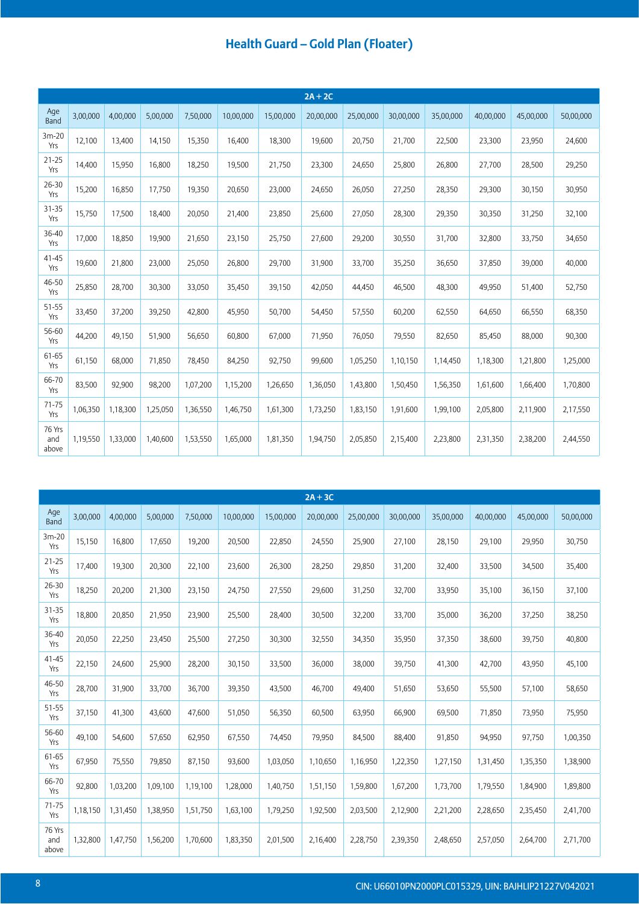# Health Guard – Gold Plan (Floater)

| 2A + 2C | | | | | | | | | | | | | |
|---|---|---|---|---|---|---|---|---|---|---|---|---|---|
| Age Band | 3,00,000 | 4,00,000 | 5,00,000 | 7,50,000 | 10,00,000 | 15,00,000 | 20,00,000 | 25,00,000 | 30,00,000 | 35,00,000 | 40,00,000 | 45,00,000 | 50,00,000 |
| 3m-20 Yrs | 12,100 | 13,400 | 14,150 | 15,350 | 16,400 | 18,300 | 19,600 | 20,750 | 21,700 | 22,500 | 23,300 | 23,950 | 24,600 |
| 21-25 Yrs | 14,400 | 15,950 | 16,800 | 18,250 | 19,500 | 21,750 | 23,300 | 24,650 | 25,800 | 26,800 | 27,700 | 28,500 | 29,250 |
| 26-30 Yrs | 15,200 | 16,850 | 17,750 | 19,350 | 20,650 | 23,000 | 24,650 | 26,050 | 27,250 | 28,350 | 29,300 | 30,150 | 30,950 |
| 31-35 Yrs | 15,750 | 17,500 | 18,400 | 20,050 | 21,400 | 23,850 | 25,600 | 27,050 | 28,300 | 29,350 | 30,350 | 31,250 | 32,100 |
| 36-40 Yrs | 17,000 | 18,850 | 19,900 | 21,650 | 23,150 | 25,750 | 27,600 | 29,200 | 30,550 | 31,700 | 32,800 | 33,750 | 34,650 |
| 41-45 Yrs | 19,600 | 21,800 | 23,000 | 25,050 | 26,800 | 29,700 | 31,900 | 33,700 | 35,250 | 36,650 | 37,850 | 39,000 | 40,000 |
| 46-50 Yrs | 25,850 | 28,700 | 30,300 | 33,050 | 35,450 | 39,150 | 42,050 | 44,450 | 46,500 | 48,300 | 49,950 | 51,400 | 52,750 |
| 51-55 Yrs | 33,450 | 37,200 | 39,250 | 42,800 | 45,950 | 50,700 | 54,450 | 57,550 | 60,200 | 62,550 | 64,650 | 66,550 | 68,350 |
| 56-60 Yrs | 44,200 | 49,150 | 51,900 | 56,650 | 60,800 | 67,000 | 71,950 | 76,050 | 79,550 | 82,650 | 85,450 | 88,000 | 90,300 |
| 61-65 Yrs | 61,150 | 68,000 | 71,850 | 78,450 | 84,250 | 92,750 | 99,600 | 1,05,250 | 1,10,150 | 1,14,450 | 1,18,300 | 1,21,800 | 1,25,000 |
| 66-70 Yrs | 83,500 | 92,900 | 98,200 | 1,07,200 | 1,15,200 | 1,26,650 | 1,36,050 | 1,43,800 | 1,50,450 | 1,56,350 | 1,61,600 | 1,66,400 | 1,70,800 |
| 71-75 Yrs | 1,06,350 | 1,18,300 | 1,25,050 | 1,36,550 | 1,46,750 | 1,61,300 | 1,73,250 | 1,83,150 | 1,91,600 | 1,99,100 | 2,05,800 | 2,11,900 | 2,17,550 |
| 76 Yrs and above | 1,19,550 | 1,33,000 | 1,40,600 | 1,53,550 | 1,65,000 | 1,81,350 | 1,94,750 | 2,05,850 | 2,15,400 | 2,23,800 | 2,31,350 | 2,38,200 | 2,44,550 |

| 2A + 3C | | | | | | | | | | | | | |
|---|---|---|---|---|---|---|---|---|---|---|---|---|---|
| Age Band | 3,00,000 | 4,00,000 | 5,00,000 | 7,50,000 | 10,00,000 | 15,00,000 | 20,00,000 | 25,00,000 | 30,00,000 | 35,00,000 | 40,00,000 | 45,00,000 | 50,00,000 |
| 3m-20 Yrs | 15,150 | 16,800 | 17,650 | 19,200 | 20,500 | 22,850 | 24,550 | 25,900 | 27,100 | 28,150 | 29,100 | 29,950 | 30,750 |
| 21-25 Yrs | 17,400 | 19,300 | 20,300 | 22,100 | 23,600 | 26,300 | 28,250 | 29,850 | 31,200 | 32,400 | 33,500 | 34,500 | 35,400 |
| 26-30 Yrs | 18,250 | 20,200 | 21,300 | 23,150 | 24,750 | 27,550 | 29,600 | 31,250 | 32,700 | 33,950 | 35,100 | 36,150 | 37,100 |
| 31-35 Yrs | 18,800 | 20,850 | 21,950 | 23,900 | 25,500 | 28,400 | 30,500 | 32,200 | 33,700 | 35,000 | 36,200 | 37,250 | 38,250 |
| 36-40 Yrs | 20,050 | 22,250 | 23,450 | 25,500 | 27,250 | 30,300 | 32,550 | 34,350 | 35,950 | 37,350 | 38,600 | 39,750 | 40,800 |
| 41-45 Yrs | 22,150 | 24,600 | 25,900 | 28,200 | 30,150 | 33,500 | 36,000 | 38,000 | 39,750 | 41,300 | 42,700 | 43,950 | 45,100 |
| 46-50 Yrs | 28,700 | 31,900 | 33,700 | 36,700 | 39,350 | 43,500 | 46,700 | 49,400 | 51,650 | 53,650 | 55,500 | 57,100 | 58,650 |
| 51-55 Yrs | 37,150 | 41,300 | 43,600 | 47,600 | 51,050 | 56,350 | 60,500 | 63,950 | 66,900 | 69,500 | 71,850 | 73,950 | 75,950 |
| 56-60 Yrs | 49,100 | 54,600 | 57,650 | 62,950 | 67,550 | 74,450 | 79,950 | 84,500 | 88,400 | 91,850 | 94,950 | 97,750 | 1,00,350 |
| 61-65 Yrs | 67,950 | 75,550 | 79,850 | 87,150 | 93,600 | 1,03,050 | 1,10,650 | 1,16,950 | 1,22,350 | 1,27,150 | 1,31,450 | 1,35,350 | 1,38,900 |
| 66-70 Yrs | 92,800 | 1,03,200 | 1,09,100 | 1,19,100 | 1,28,000 | 1,40,750 | 1,51,150 | 1,59,800 | 1,67,200 | 1,73,700 | 1,79,550 | 1,84,900 | 1,89,800 |
| 71-75 Yrs | 1,18,150 | 1,31,450 | 1,38,950 | 1,51,750 | 1,63,100 | 1,79,250 | 1,92,500 | 2,03,500 | 2,12,900 | 2,21,200 | 2,28,650 | 2,35,450 | 2,41,700 |
| 76 Yrs and above | 1,32,800 | 1,47,750 | 1,56,200 | 1,70,600 | 1,83,350 | 2,01,500 | 2,16,400 | 2,28,750 | 2,39,350 | 2,48,650 | 2,57,050 | 2,64,700 | 2,71,700 |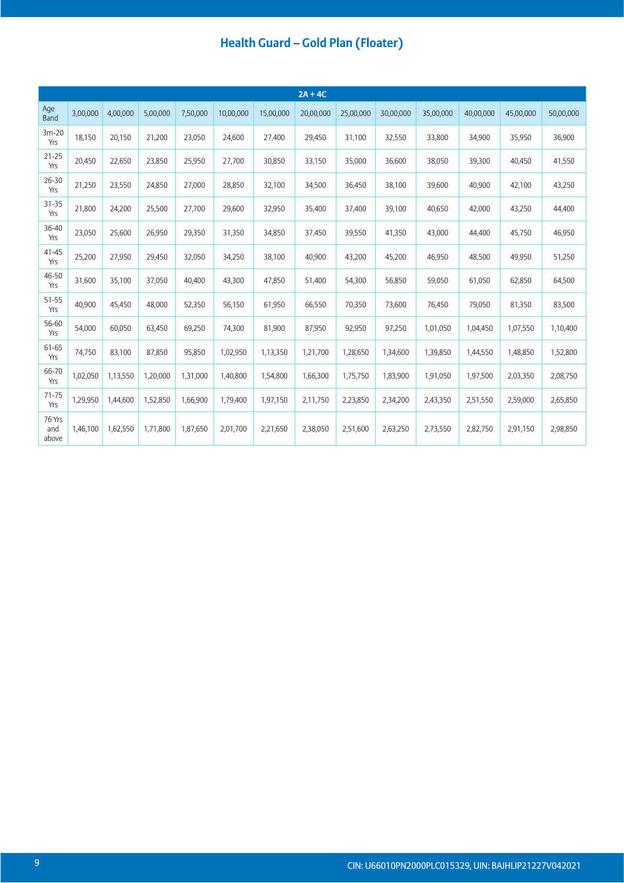# Health Guard – Gold Plan (Floater)

| 2A + 4C | | | | | | | | | | | | | |
|---|---|---|---|---|---|---|---|---|---|---|---|---|---|
| Age Band | 3,00,000 | 4,00,000 | 5,00,000 | 7,50,000 | 10,00,000 | 15,00,000 | 20,00,000 | 25,00,000 | 30,00,000 | 35,00,000 | 40,00,000 | 45,00,000 | 50,00,000 |
| 3m-20 Yrs | 18,150 | 20,150 | 21,200 | 23,050 | 24,600 | 27,400 | 29,450 | 31,100 | 32,550 | 33,800 | 34,900 | 35,950 | 36,900 |
| 21-25 Yrs | 20,450 | 22,650 | 23,850 | 25,950 | 27,700 | 30,850 | 33,150 | 35,000 | 36,600 | 38,050 | 39,300 | 40,450 | 41,550 |
| 26-30 Yrs | 21,250 | 23,550 | 24,850 | 27,000 | 28,850 | 32,100 | 34,500 | 36,450 | 38,100 | 39,600 | 40,900 | 42,100 | 43,250 |
| 31-35 Yrs | 21,800 | 24,200 | 25,500 | 27,700 | 29,600 | 32,950 | 35,400 | 37,400 | 39,100 | 40,650 | 42,000 | 43,250 | 44,400 |
| 36-40 Yrs | 23,050 | 25,600 | 26,950 | 29,350 | 31,350 | 34,850 | 37,450 | 39,550 | 41,350 | 43,000 | 44,400 | 45,750 | 46,950 |
| 41-45 Yrs | 25,200 | 27,950 | 29,450 | 32,050 | 34,250 | 38,100 | 40,900 | 43,200 | 45,200 | 46,950 | 48,500 | 49,950 | 51,250 |
| 46-50 Yrs | 31,600 | 35,100 | 37,050 | 40,400 | 43,300 | 47,850 | 51,400 | 54,300 | 56,850 | 59,050 | 61,050 | 62,850 | 64,500 |
| 51-55 Yrs | 40,900 | 45,450 | 48,000 | 52,350 | 56,150 | 61,950 | 66,550 | 70,350 | 73,600 | 76,450 | 79,050 | 81,350 | 83,500 |
| 56-60 Yrs | 54,000 | 60,050 | 63,450 | 69,250 | 74,300 | 81,900 | 87,950 | 92,950 | 97,250 | 1,01,050 | 1,04,450 | 1,07,550 | 1,10,400 |
| 61-65 Yrs | 74,750 | 83,100 | 87,850 | 95,850 | 1,02,950 | 1,13,350 | 1,21,700 | 1,28,650 | 1,34,600 | 1,39,850 | 1,44,550 | 1,48,850 | 1,52,800 |
| 66-70 Yrs | 1,02,050 | 1,13,550 | 1,20,000 | 1,31,000 | 1,40,800 | 1,54,800 | 1,66,300 | 1,75,750 | 1,83,900 | 1,91,050 | 1,97,500 | 2,03,350 | 2,08,750 |
| 71-75 Yrs | 1,29,950 | 1,44,600 | 1,52,850 | 1,66,900 | 1,79,400 | 1,97,150 | 2,11,750 | 2,23,850 | 2,34,200 | 2,43,350 | 2,51,550 | 2,59,000 | 2,65,850 |
| 76 Yrs and above | 1,46,100 | 1,62,550 | 1,71,800 | 1,87,650 | 2,01,700 | 2,21,650 | 2,38,050 | 2,51,600 | 2,63,250 | 2,73,550 | 2,82,750 | 2,91,150 | 2,98,850 |

CIN: U66010PN2000PLC015329, UIN: BAJHLIP21227V042021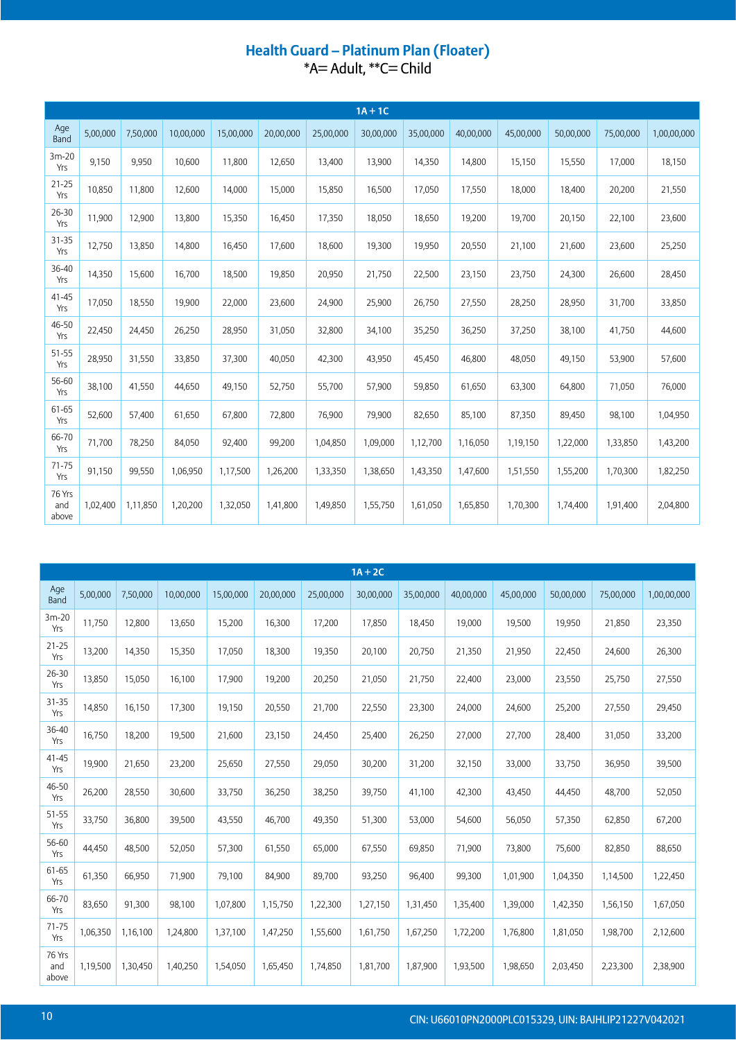## Health Guard – Platinum Plan (Floater)

*A= Adult, **C= Child

| 1A + 1C | | | | | | | | | | | | | |
|---|---|---|---|---|---|---|---|---|---|---|---|---|---|
| Age Band | 5,00,000 | 7,50,000 | 10,00,000 | 15,00,000 | 20,00,000 | 25,00,000 | 30,00,000 | 35,00,000 | 40,00,000 | 45,00,000 | 50,00,000 | 75,00,000 | 1,00,00,000 |
| 3m-20 Yrs | 9,150 | 9,950 | 10,600 | 11,800 | 12,650 | 13,400 | 13,900 | 14,350 | 14,800 | 15,150 | 15,550 | 17,000 | 18,150 |
| 21-25 Yrs | 10,850 | 11,800 | 12,600 | 14,000 | 15,000 | 15,850 | 16,500 | 17,050 | 17,550 | 18,000 | 18,400 | 20,200 | 21,550 |
| 26-30 Yrs | 11,900 | 12,900 | 13,800 | 15,350 | 16,450 | 17,350 | 18,050 | 18,650 | 19,200 | 19,700 | 20,150 | 22,100 | 23,600 |
| 31-35 Yrs | 12,750 | 13,850 | 14,800 | 16,450 | 17,600 | 18,600 | 19,300 | 19,950 | 20,550 | 21,100 | 21,600 | 23,600 | 25,250 |
| 36-40 Yrs | 14,350 | 15,600 | 16,700 | 18,500 | 19,850 | 20,950 | 21,750 | 22,500 | 23,150 | 23,750 | 24,300 | 26,600 | 28,450 |
| 41-45 Yrs | 17,050 | 18,550 | 19,900 | 22,000 | 23,600 | 24,900 | 25,900 | 26,750 | 27,550 | 28,250 | 28,950 | 31,700 | 33,850 |
| 46-50 Yrs | 22,450 | 24,450 | 26,250 | 28,950 | 31,050 | 32,800 | 34,100 | 35,250 | 36,250 | 37,250 | 38,100 | 41,750 | 44,600 |
| 51-55 Yrs | 28,950 | 31,550 | 33,850 | 37,300 | 40,050 | 42,300 | 43,950 | 45,450 | 46,800 | 48,050 | 49,150 | 53,900 | 57,600 |
| 56-60 Yrs | 38,100 | 41,550 | 44,650 | 49,150 | 52,750 | 55,700 | 57,900 | 59,850 | 61,650 | 63,300 | 64,800 | 71,050 | 76,000 |
| 61-65 Yrs | 52,600 | 57,400 | 61,650 | 67,800 | 72,800 | 76,900 | 79,900 | 82,650 | 85,100 | 87,350 | 89,450 | 98,100 | 1,04,950 |
| 66-70 Yrs | 71,700 | 78,250 | 84,050 | 92,400 | 99,200 | 1,04,850 | 1,09,000 | 1,12,700 | 1,16,050 | 1,19,150 | 1,22,000 | 1,33,850 | 1,43,200 |
| 71-75 Yrs | 91,150 | 99,550 | 1,06,950 | 1,17,500 | 1,26,200 | 1,33,350 | 1,38,650 | 1,43,350 | 1,47,600 | 1,51,550 | 1,55,200 | 1,70,300 | 1,82,250 |
| 76 Yrs and above | 1,02,400 | 1,11,850 | 1,20,200 | 1,32,050 | 1,41,800 | 1,49,850 | 1,55,750 | 1,61,050 | 1,65,850 | 1,70,300 | 1,74,400 | 1,91,400 | 2,04,800 |

| 1A + 2C | | | | | | | | | | | | | |
|---|---|---|---|---|---|---|---|---|---|---|---|---|---|
| Age Band | 5,00,000 | 7,50,000 | 10,00,000 | 15,00,000 | 20,00,000 | 25,00,000 | 30,00,000 | 35,00,000 | 40,00,000 | 45,00,000 | 50,00,000 | 75,00,000 | 1,00,00,000 |
| 3m-20 Yrs | 11,750 | 12,800 | 13,650 | 15,200 | 16,300 | 17,200 | 17,850 | 18,450 | 19,000 | 19,500 | 19,950 | 21,850 | 23,350 |
| 21-25 Yrs | 13,200 | 14,350 | 15,350 | 17,050 | 18,300 | 19,350 | 20,100 | 20,750 | 21,350 | 21,950 | 22,450 | 24,600 | 26,300 |
| 26-30 Yrs | 13,850 | 15,050 | 16,100 | 17,900 | 19,200 | 20,250 | 21,050 | 21,750 | 22,400 | 23,000 | 23,550 | 25,750 | 27,550 |
| 31-35 Yrs | 14,850 | 16,150 | 17,300 | 19,150 | 20,550 | 21,700 | 22,550 | 23,300 | 24,000 | 24,600 | 25,200 | 27,550 | 29,450 |
| 36-40 Yrs | 16,750 | 18,200 | 19,500 | 21,600 | 23,150 | 24,450 | 25,400 | 26,250 | 27,000 | 27,700 | 28,400 | 31,050 | 33,200 |
| 41-45 Yrs | 19,900 | 21,650 | 23,200 | 25,650 | 27,550 | 29,050 | 30,200 | 31,200 | 32,150 | 33,000 | 33,750 | 36,950 | 39,500 |
| 46-50 Yrs | 26,200 | 28,550 | 30,600 | 33,750 | 36,250 | 38,250 | 39,750 | 41,100 | 42,300 | 43,450 | 44,450 | 48,700 | 52,050 |
| 51-55 Yrs | 33,750 | 36,800 | 39,500 | 43,550 | 46,700 | 49,350 | 51,300 | 53,000 | 54,600 | 56,050 | 57,350 | 62,850 | 67,200 |
| 56-60 Yrs | 44,450 | 48,500 | 52,050 | 57,300 | 61,550 | 65,000 | 67,550 | 69,850 | 71,900 | 73,800 | 75,600 | 82,850 | 88,650 |
| 61-65 Yrs | 61,350 | 66,950 | 71,900 | 79,100 | 84,900 | 89,700 | 93,250 | 96,400 | 99,300 | 1,01,900 | 1,04,350 | 1,14,500 | 1,22,450 |
| 66-70 Yrs | 83,650 | 91,300 | 98,100 | 1,07,800 | 1,15,750 | 1,22,300 | 1,27,150 | 1,31,450 | 1,35,400 | 1,39,000 | 1,42,350 | 1,56,150 | 1,67,050 |
| 71-75 Yrs | 1,06,350 | 1,16,100 | 1,24,800 | 1,37,100 | 1,47,250 | 1,55,600 | 1,61,750 | 1,67,250 | 1,72,200 | 1,76,800 | 1,81,050 | 1,98,700 | 2,12,600 |
| 76 Yrs and above | 1,19,500 | 1,30,450 | 1,40,250 | 1,54,050 | 1,65,450 | 1,74,850 | 1,81,700 | 1,87,900 | 1,93,500 | 1,98,650 | 2,03,450 | 2,23,300 | 2,38,900 |

CIN: U66010PN2000PLC015329, UIN: BAJHLIP21227V042021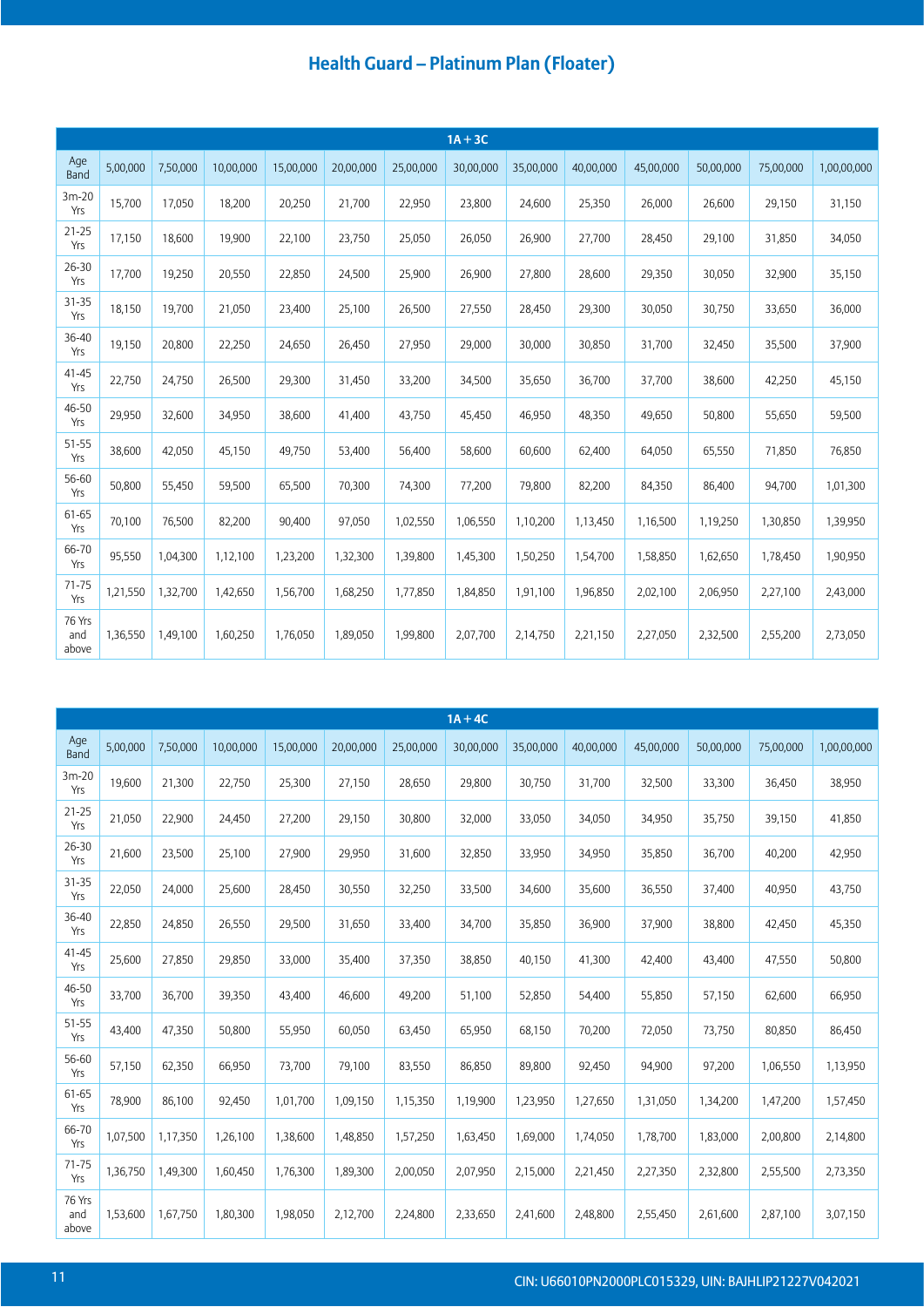# Health Guard – Platinum Plan (Floater)

| 1A + 3C | | | | | | | | | | | | | |
|---|---|---|---|---|---|---|---|---|---|---|---|---|---|
| Age Band | 5,00,000 | 7,50,000 | 10,00,000 | 15,00,000 | 20,00,000 | 25,00,000 | 30,00,000 | 35,00,000 | 40,00,000 | 45,00,000 | 50,00,000 | 75,00,000 | 1,00,00,000 |
| 3m-20 Yrs | 15,700 | 17,050 | 18,200 | 20,250 | 21,700 | 22,950 | 23,800 | 24,600 | 25,350 | 26,000 | 26,600 | 29,150 | 31,150 |
| 21-25 Yrs | 17,150 | 18,600 | 19,900 | 22,100 | 23,750 | 25,050 | 26,050 | 26,900 | 27,700 | 28,450 | 29,100 | 31,850 | 34,050 |
| 26-30 Yrs | 17,700 | 19,250 | 20,550 | 22,850 | 24,500 | 25,900 | 26,900 | 27,800 | 28,600 | 29,350 | 30,050 | 32,900 | 35,150 |
| 31-35 Yrs | 18,150 | 19,700 | 21,050 | 23,400 | 25,100 | 26,500 | 27,550 | 28,450 | 29,300 | 30,050 | 30,750 | 33,650 | 36,000 |
| 36-40 Yrs | 19,150 | 20,800 | 22,250 | 24,650 | 26,450 | 27,950 | 29,000 | 30,000 | 30,850 | 31,700 | 32,450 | 35,500 | 37,900 |
| 41-45 Yrs | 22,750 | 24,750 | 26,500 | 29,300 | 31,450 | 33,200 | 34,500 | 35,650 | 36,700 | 37,700 | 38,600 | 42,250 | 45,150 |
| 46-50 Yrs | 29,950 | 32,600 | 34,950 | 38,600 | 41,400 | 43,750 | 45,450 | 46,950 | 48,350 | 49,650 | 50,800 | 55,650 | 59,500 |
| 51-55 Yrs | 38,600 | 42,050 | 45,150 | 49,750 | 53,400 | 56,400 | 58,600 | 60,600 | 62,400 | 64,050 | 65,550 | 71,850 | 76,850 |
| 56-60 Yrs | 50,800 | 55,450 | 59,500 | 65,500 | 70,300 | 74,300 | 77,200 | 79,800 | 82,200 | 84,350 | 86,400 | 94,700 | 1,01,300 |
| 61-65 Yrs | 70,100 | 76,500 | 82,200 | 90,400 | 97,050 | 1,02,550 | 1,06,550 | 1,10,200 | 1,13,450 | 1,16,500 | 1,19,250 | 1,30,850 | 1,39,950 |
| 66-70 Yrs | 95,550 | 1,04,300 | 1,12,100 | 1,23,200 | 1,32,300 | 1,39,800 | 1,45,300 | 1,50,250 | 1,54,700 | 1,58,850 | 1,62,650 | 1,78,450 | 1,90,950 |
| 71-75 Yrs | 1,21,550 | 1,32,700 | 1,42,650 | 1,56,700 | 1,68,250 | 1,77,850 | 1,84,850 | 1,91,100 | 1,96,850 | 2,02,100 | 2,06,950 | 2,27,100 | 2,43,000 |
| 76 Yrs and above | 1,36,550 | 1,49,100 | 1,60,250 | 1,76,050 | 1,89,050 | 1,99,800 | 2,07,700 | 2,14,750 | 2,21,150 | 2,27,050 | 2,32,500 | 2,55,200 | 2,73,050 |

| 1A + 4C | | | | | | | | | | | | | |
|---|---|---|---|---|---|---|---|---|---|---|---|---|---|
| Age Band | 5,00,000 | 7,50,000 | 10,00,000 | 15,00,000 | 20,00,000 | 25,00,000 | 30,00,000 | 35,00,000 | 40,00,000 | 45,00,000 | 50,00,000 | 75,00,000 | 1,00,00,000 |
| 3m-20 Yrs | 19,600 | 21,300 | 22,750 | 25,300 | 27,150 | 28,650 | 29,800 | 30,750 | 31,700 | 32,500 | 33,300 | 36,450 | 38,950 |
| 21-25 Yrs | 21,050 | 22,900 | 24,450 | 27,200 | 29,150 | 30,800 | 32,000 | 33,050 | 34,050 | 34,950 | 35,750 | 39,150 | 41,850 |
| 26-30 Yrs | 21,600 | 23,500 | 25,100 | 27,900 | 29,950 | 31,600 | 32,850 | 33,950 | 34,950 | 35,850 | 36,700 | 40,200 | 42,950 |
| 31-35 Yrs | 22,050 | 24,000 | 25,600 | 28,450 | 30,550 | 32,250 | 33,500 | 34,600 | 35,600 | 36,550 | 37,400 | 40,950 | 43,750 |
| 36-40 Yrs | 22,850 | 24,850 | 26,550 | 29,500 | 31,650 | 33,400 | 34,700 | 35,850 | 36,900 | 37,900 | 38,800 | 42,450 | 45,350 |
| 41-45 Yrs | 25,600 | 27,850 | 29,850 | 33,000 | 35,400 | 37,350 | 38,850 | 40,150 | 41,300 | 42,400 | 43,400 | 47,550 | 50,800 |
| 46-50 Yrs | 33,700 | 36,700 | 39,350 | 43,400 | 46,600 | 49,200 | 51,100 | 52,850 | 54,400 | 55,850 | 57,150 | 62,600 | 66,950 |
| 51-55 Yrs | 43,400 | 47,350 | 50,800 | 55,950 | 60,050 | 63,450 | 65,950 | 68,150 | 70,200 | 72,050 | 73,750 | 80,850 | 86,450 |
| 56-60 Yrs | 57,150 | 62,350 | 66,950 | 73,700 | 79,100 | 83,550 | 86,850 | 89,800 | 92,450 | 94,900 | 97,200 | 1,06,550 | 1,13,950 |
| 61-65 Yrs | 78,900 | 86,100 | 92,450 | 1,01,700 | 1,09,150 | 1,15,350 | 1,19,900 | 1,23,950 | 1,27,650 | 1,31,050 | 1,34,200 | 1,47,200 | 1,57,450 |
| 66-70 Yrs | 1,07,500 | 1,17,350 | 1,26,100 | 1,38,600 | 1,48,850 | 1,57,250 | 1,63,450 | 1,69,000 | 1,74,050 | 1,78,700 | 1,83,000 | 2,00,800 | 2,14,800 |
| 71-75 Yrs | 1,36,750 | 1,49,300 | 1,60,450 | 1,76,300 | 1,89,300 | 2,00,050 | 2,07,950 | 2,15,000 | 2,21,450 | 2,27,350 | 2,32,800 | 2,55,500 | 2,73,350 |
| 76 Yrs and above | 1,53,600 | 1,67,750 | 1,80,300 | 1,98,050 | 2,12,700 | 2,24,800 | 2,33,650 | 2,41,600 | 2,48,800 | 2,55,450 | 2,61,600 | 2,87,100 | 3,07,150 |

CIN: U66010PN2000PLC015329, UIN: BAJHLIP21227V042021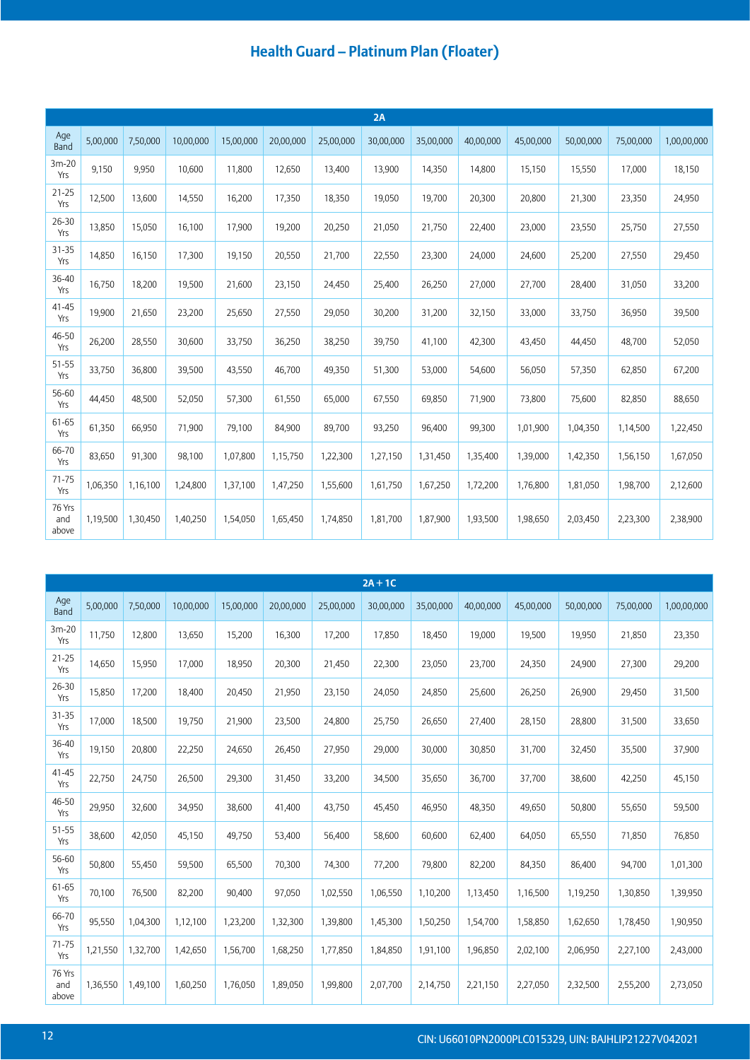## Health Guard – Platinum Plan (Floater)

| 2A | | | | | | | | | | | | | |
|---|---|---|---|---|---|---|---|---|---|---|---|---|---|
| Age Band | 5,00,000 | 7,50,000 | 10,00,000 | 15,00,000 | 20,00,000 | 25,00,000 | 30,00,000 | 35,00,000 | 40,00,000 | 45,00,000 | 50,00,000 | 75,00,000 | 1,00,00,000 |
| 3m-20 Yrs | 9,150 | 9,950 | 10,600 | 11,800 | 12,650 | 13,400 | 13,900 | 14,350 | 14,800 | 15,150 | 15,550 | 17,000 | 18,150 |
| 21-25 Yrs | 12,500 | 13,600 | 14,550 | 16,200 | 17,350 | 18,350 | 19,050 | 19,700 | 20,300 | 20,800 | 21,300 | 23,350 | 24,950 |
| 26-30 Yrs | 13,850 | 15,050 | 16,100 | 17,900 | 19,200 | 20,250 | 21,050 | 21,750 | 22,400 | 23,000 | 23,550 | 25,750 | 27,550 |
| 31-35 Yrs | 14,850 | 16,150 | 17,300 | 19,150 | 20,550 | 21,700 | 22,550 | 23,300 | 24,000 | 24,600 | 25,200 | 27,550 | 29,450 |
| 36-40 Yrs | 16,750 | 18,200 | 19,500 | 21,600 | 23,150 | 24,450 | 25,400 | 26,250 | 27,000 | 27,700 | 28,400 | 31,050 | 33,200 |
| 41-45 Yrs | 19,900 | 21,650 | 23,200 | 25,650 | 27,550 | 29,050 | 30,200 | 31,200 | 32,150 | 33,000 | 33,750 | 36,950 | 39,500 |
| 46-50 Yrs | 26,200 | 28,550 | 30,600 | 33,750 | 36,250 | 38,250 | 39,750 | 41,100 | 42,300 | 43,450 | 44,450 | 48,700 | 52,050 |
| 51-55 Yrs | 33,750 | 36,800 | 39,500 | 43,550 | 46,700 | 49,350 | 51,300 | 53,000 | 54,600 | 56,050 | 57,350 | 62,850 | 67,200 |
| 56-60 Yrs | 44,450 | 48,500 | 52,050 | 57,300 | 61,550 | 65,000 | 67,550 | 69,850 | 71,900 | 73,800 | 75,600 | 82,850 | 88,650 |
| 61-65 Yrs | 61,350 | 66,950 | 71,900 | 79,100 | 84,900 | 89,700 | 93,250 | 96,400 | 99,300 | 1,01,900 | 1,04,350 | 1,14,500 | 1,22,450 |
| 66-70 Yrs | 83,650 | 91,300 | 98,100 | 1,07,800 | 1,15,750 | 1,22,300 | 1,27,150 | 1,31,450 | 1,35,400 | 1,39,000 | 1,42,350 | 1,56,150 | 1,67,050 |
| 71-75 Yrs | 1,06,350 | 1,16,100 | 1,24,800 | 1,37,100 | 1,47,250 | 1,55,600 | 1,61,750 | 1,67,250 | 1,72,200 | 1,76,800 | 1,81,050 | 1,98,700 | 2,12,600 |
| 76 Yrs and above | 1,19,500 | 1,30,450 | 1,40,250 | 1,54,050 | 1,65,450 | 1,74,850 | 1,81,700 | 1,87,900 | 1,93,500 | 1,98,650 | 2,03,450 | 2,23,300 | 2,38,900 |

| 2A + 1C | | | | | | | | | | | | | |
|---|---|---|---|---|---|---|---|---|---|---|---|---|---|
| Age Band | 5,00,000 | 7,50,000 | 10,00,000 | 15,00,000 | 20,00,000 | 25,00,000 | 30,00,000 | 35,00,000 | 40,00,000 | 45,00,000 | 50,00,000 | 75,00,000 | 1,00,00,000 |
| 3m-20 Yrs | 11,750 | 12,800 | 13,650 | 15,200 | 16,300 | 17,200 | 17,850 | 18,450 | 19,000 | 19,500 | 19,950 | 21,850 | 23,350 |
| 21-25 Yrs | 14,650 | 15,950 | 17,000 | 18,950 | 20,300 | 21,450 | 22,300 | 23,050 | 23,700 | 24,350 | 24,900 | 27,300 | 29,200 |
| 26-30 Yrs | 15,850 | 17,200 | 18,400 | 20,450 | 21,950 | 23,150 | 24,050 | 24,850 | 25,600 | 26,250 | 26,900 | 29,450 | 31,500 |
| 31-35 Yrs | 17,000 | 18,500 | 19,750 | 21,900 | 23,500 | 24,800 | 25,750 | 26,650 | 27,400 | 28,150 | 28,800 | 31,500 | 33,650 |
| 36-40 Yrs | 19,150 | 20,800 | 22,250 | 24,650 | 26,450 | 27,950 | 29,000 | 30,000 | 30,850 | 31,700 | 32,450 | 35,500 | 37,900 |
| 41-45 Yrs | 22,750 | 24,750 | 26,500 | 29,300 | 31,450 | 33,200 | 34,500 | 35,650 | 36,700 | 37,700 | 38,600 | 42,250 | 45,150 |
| 46-50 Yrs | 29,950 | 32,600 | 34,950 | 38,600 | 41,400 | 43,750 | 45,450 | 46,950 | 48,350 | 49,650 | 50,800 | 55,650 | 59,500 |
| 51-55 Yrs | 38,600 | 42,050 | 45,150 | 49,750 | 53,400 | 56,400 | 58,600 | 60,600 | 62,400 | 64,050 | 65,550 | 71,850 | 76,850 |
| 56-60 Yrs | 50,800 | 55,450 | 59,500 | 65,500 | 70,300 | 74,300 | 77,200 | 79,800 | 82,200 | 84,350 | 86,400 | 94,700 | 1,01,300 |
| 61-65 Yrs | 70,100 | 76,500 | 82,200 | 90,400 | 97,050 | 1,02,550 | 1,06,550 | 1,10,200 | 1,13,450 | 1,16,500 | 1,19,250 | 1,30,850 | 1,39,950 |
| 66-70 Yrs | 95,550 | 1,04,300 | 1,12,100 | 1,23,200 | 1,32,300 | 1,39,800 | 1,45,300 | 1,50,250 | 1,54,700 | 1,58,850 | 1,62,650 | 1,78,450 | 1,90,950 |
| 71-75 Yrs | 1,21,550 | 1,32,700 | 1,42,650 | 1,56,700 | 1,68,250 | 1,77,850 | 1,84,850 | 1,91,100 | 1,96,850 | 2,02,100 | 2,06,950 | 2,27,100 | 2,43,000 |
| 76 Yrs and above | 1,36,550 | 1,49,100 | 1,60,250 | 1,76,050 | 1,89,050 | 1,99,800 | 2,07,700 | 2,14,750 | 2,21,150 | 2,27,050 | 2,32,500 | 2,55,200 | 2,73,050 |

CIN: U66010PN2000PLC015329, UIN: BAJHLIP21227V042021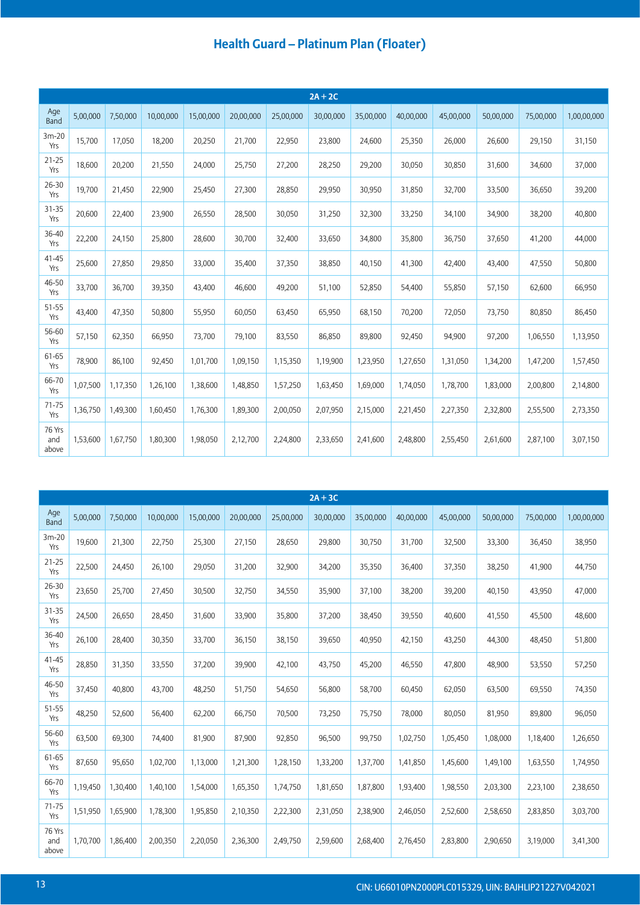## Health Guard – Platinum Plan (Floater)

| 2A + 2C | | | | | | | | | | | | | |
|---|---|---|---|---|---|---|---|---|---|---|---|---|---|
| Age Band | 5,00,000 | 7,50,000 | 10,00,000 | 15,00,000 | 20,00,000 | 25,00,000 | 30,00,000 | 35,00,000 | 40,00,000 | 45,00,000 | 50,00,000 | 75,00,000 | 1,00,00,000 |
| 3m-20 Yrs | 15,700 | 17,050 | 18,200 | 20,250 | 21,700 | 22,950 | 23,800 | 24,600 | 25,350 | 26,000 | 26,600 | 29,150 | 31,150 |
| 21-25 Yrs | 18,600 | 20,200 | 21,550 | 24,000 | 25,750 | 27,200 | 28,250 | 29,200 | 30,050 | 30,850 | 31,600 | 34,600 | 37,000 |
| 26-30 Yrs | 19,700 | 21,450 | 22,900 | 25,450 | 27,300 | 28,850 | 29,950 | 30,950 | 31,850 | 32,700 | 33,500 | 36,650 | 39,200 |
| 31-35 Yrs | 20,600 | 22,400 | 23,900 | 26,550 | 28,500 | 30,050 | 31,250 | 32,300 | 33,250 | 34,100 | 34,900 | 38,200 | 40,800 |
| 36-40 Yrs | 22,200 | 24,150 | 25,800 | 28,600 | 30,700 | 32,400 | 33,650 | 34,800 | 35,800 | 36,750 | 37,650 | 41,200 | 44,000 |
| 41-45 Yrs | 25,600 | 27,850 | 29,850 | 33,000 | 35,400 | 37,350 | 38,850 | 40,150 | 41,300 | 42,400 | 43,400 | 47,550 | 50,800 |
| 46-50 Yrs | 33,700 | 36,700 | 39,350 | 43,400 | 46,600 | 49,200 | 51,100 | 52,850 | 54,400 | 55,850 | 57,150 | 62,600 | 66,950 |
| 51-55 Yrs | 43,400 | 47,350 | 50,800 | 55,950 | 60,050 | 63,450 | 65,950 | 68,150 | 70,200 | 72,050 | 73,750 | 80,850 | 86,450 |
| 56-60 Yrs | 57,150 | 62,350 | 66,950 | 73,700 | 79,100 | 83,550 | 86,850 | 89,800 | 92,450 | 94,900 | 97,200 | 1,06,550 | 1,13,950 |
| 61-65 Yrs | 78,900 | 86,100 | 92,450 | 1,01,700 | 1,09,150 | 1,15,350 | 1,19,900 | 1,23,950 | 1,27,650 | 1,31,050 | 1,34,200 | 1,47,200 | 1,57,450 |
| 66-70 Yrs | 1,07,500 | 1,17,350 | 1,26,100 | 1,38,600 | 1,48,850 | 1,57,250 | 1,63,450 | 1,69,000 | 1,74,050 | 1,78,700 | 1,83,000 | 2,00,800 | 2,14,800 |
| 71-75 Yrs | 1,36,750 | 1,49,300 | 1,60,450 | 1,76,300 | 1,89,300 | 2,00,050 | 2,07,950 | 2,15,000 | 2,21,450 | 2,27,350 | 2,32,800 | 2,55,500 | 2,73,350 |
| 76 Yrs and above | 1,53,600 | 1,67,750 | 1,80,300 | 1,98,050 | 2,12,700 | 2,24,800 | 2,33,650 | 2,41,600 | 2,48,800 | 2,55,450 | 2,61,600 | 2,87,100 | 3,07,150 |

| 2A + 3C | | | | | | | | | | | | | |
|---|---|---|---|---|---|---|---|---|---|---|---|---|---|
| Age Band | 5,00,000 | 7,50,000 | 10,00,000 | 15,00,000 | 20,00,000 | 25,00,000 | 30,00,000 | 35,00,000 | 40,00,000 | 45,00,000 | 50,00,000 | 75,00,000 | 1,00,00,000 |
| 3m-20 Yrs | 19,600 | 21,300 | 22,750 | 25,300 | 27,150 | 28,650 | 29,800 | 30,750 | 31,700 | 32,500 | 33,300 | 36,450 | 38,950 |
| 21-25 Yrs | 22,500 | 24,450 | 26,100 | 29,050 | 31,200 | 32,900 | 34,200 | 35,350 | 36,400 | 37,350 | 38,250 | 41,900 | 44,750 |
| 26-30 Yrs | 23,650 | 25,700 | 27,450 | 30,500 | 32,750 | 34,550 | 35,900 | 37,100 | 38,200 | 39,200 | 40,150 | 43,950 | 47,000 |
| 31-35 Yrs | 24,500 | 26,650 | 28,450 | 31,600 | 33,900 | 35,800 | 37,200 | 38,450 | 39,550 | 40,600 | 41,550 | 45,500 | 48,600 |
| 36-40 Yrs | 26,100 | 28,400 | 30,350 | 33,700 | 36,150 | 38,150 | 39,650 | 40,950 | 42,150 | 43,250 | 44,300 | 48,450 | 51,800 |
| 41-45 Yrs | 28,850 | 31,350 | 33,550 | 37,200 | 39,900 | 42,100 | 43,750 | 45,200 | 46,550 | 47,800 | 48,900 | 53,550 | 57,250 |
| 46-50 Yrs | 37,450 | 40,800 | 43,700 | 48,250 | 51,750 | 54,650 | 56,800 | 58,700 | 60,450 | 62,050 | 63,500 | 69,550 | 74,350 |
| 51-55 Yrs | 48,250 | 52,600 | 56,400 | 62,200 | 66,750 | 70,500 | 73,250 | 75,750 | 78,000 | 80,050 | 81,950 | 89,800 | 96,050 |
| 56-60 Yrs | 63,500 | 69,300 | 74,400 | 81,900 | 87,900 | 92,850 | 96,500 | 99,750 | 1,02,750 | 1,05,450 | 1,08,000 | 1,18,400 | 1,26,650 |
| 61-65 Yrs | 87,650 | 95,650 | 1,02,700 | 1,13,000 | 1,21,300 | 1,28,150 | 1,33,200 | 1,37,700 | 1,41,850 | 1,45,600 | 1,49,100 | 1,63,550 | 1,74,950 |
| 66-70 Yrs | 1,19,450 | 1,30,400 | 1,40,100 | 1,54,000 | 1,65,350 | 1,74,750 | 1,81,650 | 1,87,800 | 1,93,400 | 1,98,550 | 2,03,300 | 2,23,100 | 2,38,650 |
| 71-75 Yrs | 1,51,950 | 1,65,900 | 1,78,300 | 1,95,850 | 2,10,350 | 2,22,300 | 2,31,050 | 2,38,900 | 2,46,050 | 2,52,600 | 2,58,650 | 2,83,850 | 3,03,700 |
| 76 Yrs and above | 1,70,700 | 1,86,400 | 2,00,350 | 2,20,050 | 2,36,300 | 2,49,750 | 2,59,600 | 2,68,400 | 2,76,450 | 2,83,800 | 2,90,650 | 3,19,000 | 3,41,300 |

CIN: U66010PN2000PLC015329, UIN: BAJHLIP21227V042021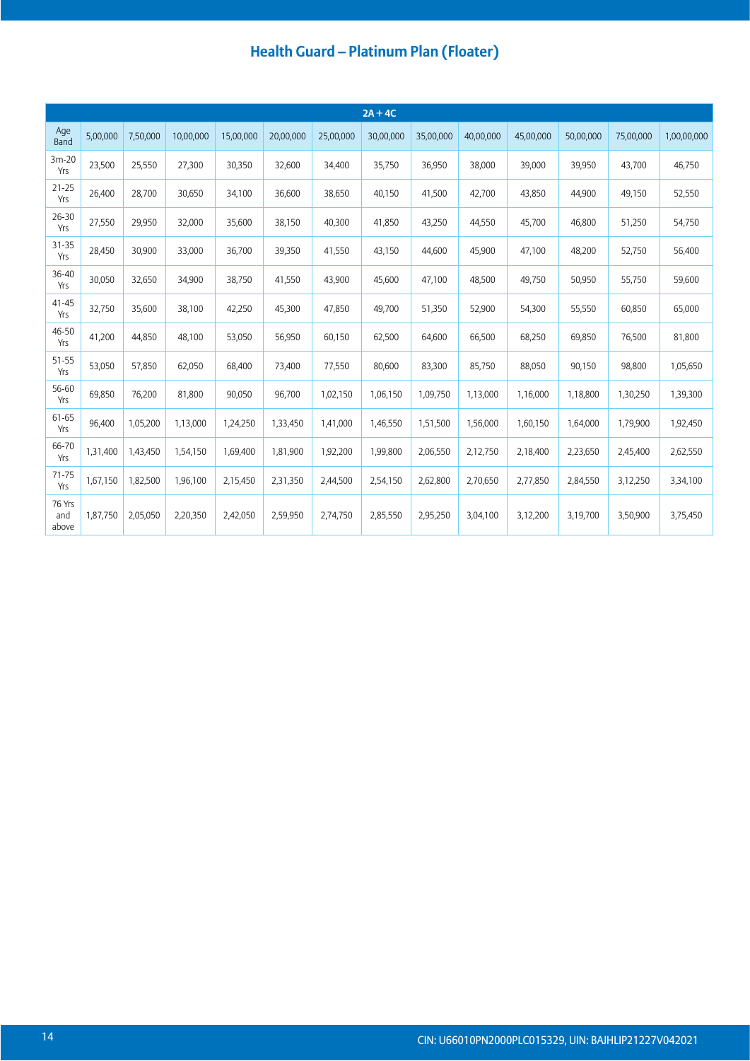# Health Guard – Platinum Plan (Floater)

| 2A + 4C | | | | | | | | | | | | | |
|---|---|---|---|---|---|---|---|---|---|---|---|---|---|
| Age Band | 5,00,000 | 7,50,000 | 10,00,000 | 15,00,000 | 20,00,000 | 25,00,000 | 30,00,000 | 35,00,000 | 40,00,000 | 45,00,000 | 50,00,000 | 75,00,000 | 1,00,00,000 |
| 3m-20 Yrs | 23,500 | 25,550 | 27,300 | 30,350 | 32,600 | 34,400 | 35,750 | 36,950 | 38,000 | 39,000 | 39,950 | 43,700 | 46,750 |
| 21-25 Yrs | 26,400 | 28,700 | 30,650 | 34,100 | 36,600 | 38,650 | 40,150 | 41,500 | 42,700 | 43,850 | 44,900 | 49,150 | 52,550 |
| 26-30 Yrs | 27,550 | 29,950 | 32,000 | 35,600 | 38,150 | 40,300 | 41,850 | 43,250 | 44,550 | 45,700 | 46,800 | 51,250 | 54,750 |
| 31-35 Yrs | 28,450 | 30,900 | 33,000 | 36,700 | 39,350 | 41,550 | 43,150 | 44,600 | 45,900 | 47,100 | 48,200 | 52,750 | 56,400 |
| 36-40 Yrs | 30,050 | 32,650 | 34,900 | 38,750 | 41,550 | 43,900 | 45,600 | 47,100 | 48,500 | 49,750 | 50,950 | 55,750 | 59,600 |
| 41-45 Yrs | 32,750 | 35,600 | 38,100 | 42,250 | 45,300 | 47,850 | 49,700 | 51,350 | 52,900 | 54,300 | 55,550 | 60,850 | 65,000 |
| 46-50 Yrs | 41,200 | 44,850 | 48,100 | 53,050 | 56,950 | 60,150 | 62,500 | 64,600 | 66,500 | 68,250 | 69,850 | 76,500 | 81,800 |
| 51-55 Yrs | 53,050 | 57,850 | 62,050 | 68,400 | 73,400 | 77,550 | 80,600 | 83,300 | 85,750 | 88,050 | 90,150 | 98,800 | 1,05,650 |
| 56-60 Yrs | 69,850 | 76,200 | 81,800 | 90,050 | 96,700 | 1,02,150 | 1,06,150 | 1,09,750 | 1,13,000 | 1,16,000 | 1,18,800 | 1,30,250 | 1,39,300 |
| 61-65 Yrs | 96,400 | 1,05,200 | 1,13,000 | 1,24,250 | 1,33,450 | 1,41,000 | 1,46,550 | 1,51,500 | 1,56,000 | 1,60,150 | 1,64,000 | 1,79,900 | 1,92,450 |
| 66-70 Yrs | 1,31,400 | 1,43,450 | 1,54,150 | 1,69,400 | 1,81,900 | 1,92,200 | 1,99,800 | 2,06,550 | 2,12,750 | 2,18,400 | 2,23,650 | 2,45,400 | 2,62,550 |
| 71-75 Yrs | 1,67,150 | 1,82,500 | 1,96,100 | 2,15,450 | 2,31,350 | 2,44,500 | 2,54,150 | 2,62,800 | 2,70,650 | 2,77,850 | 2,84,550 | 3,12,250 | 3,34,100 |
| 76 Yrs and above | 1,87,750 | 2,05,050 | 2,20,350 | 2,42,050 | 2,59,950 | 2,74,750 | 2,85,550 | 2,95,250 | 3,04,100 | 3,12,200 | 3,19,700 | 3,50,900 | 3,75,450 |

CIN: U66010PN2000PLC015329, UIN: BAJHLIP21227V042021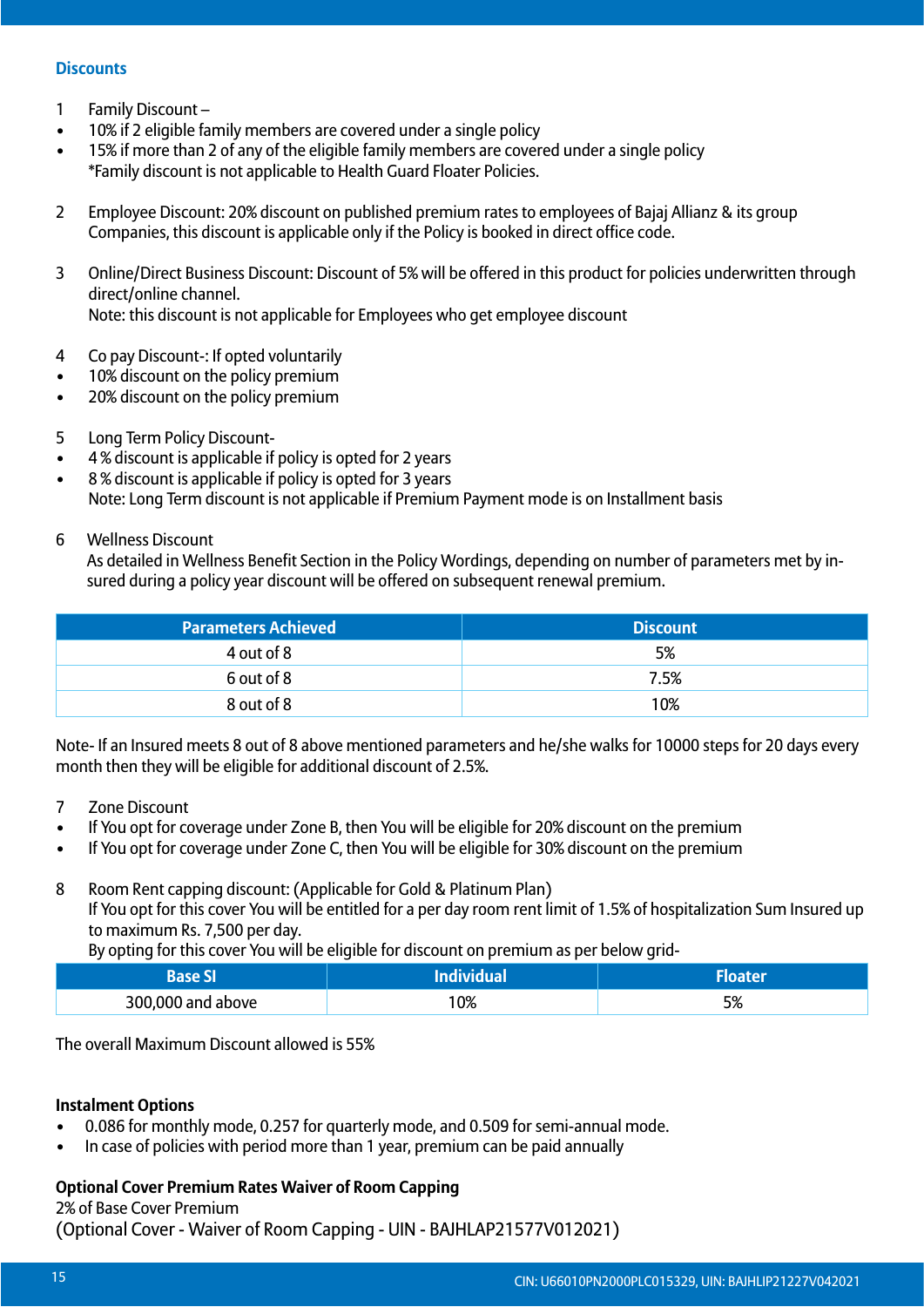## Discounts

1 Family Discount –

- 10% if 2 eligible family members are covered under a single policy
- 15% if more than 2 of any of the eligible family members are covered under a single policy

*Family discount is not applicable to Health Guard Floater Policies.

2 Employee Discount: 20% discount on published premium rates to employees of Bajaj Allianz & its group Companies, this discount is applicable only if the Policy is booked in direct office code.

3 Online/Direct Business Discount: Discount of 5% will be offered in this product for policies underwritten through direct/online channel.
Note: this discount is not applicable for Employees who get employee discount

4 Co pay Discount-: If opted voluntarily

- 10% discount on the policy premium
- 20% discount on the policy premium

5 Long Term Policy Discount-

- 4 % discount is applicable if policy is opted for 2 years
- 8 % discount is applicable if policy is opted for 3 years

Note: Long Term discount is not applicable if Premium Payment mode is on Installment basis

6 Wellness Discount
As detailed in Wellness Benefit Section in the Policy Wordings, depending on number of parameters met by insured during a policy year discount will be offered on subsequent renewal premium.

| Parameters Achieved | Discount |
|---|---|
| 4 out of 8 | 5% |
| 6 out of 8 | 7.5% |
| 8 out of 8 | 10% |

Note- If an Insured meets 8 out of 8 above mentioned parameters and he/she walks for 10000 steps for 20 days every month then they will be eligible for additional discount of 2.5%.

7 Zone Discount

- If You opt for coverage under Zone B, then You will be eligible for 20% discount on the premium
- If You opt for coverage under Zone C, then You will be eligible for 30% discount on the premium

8 Room Rent capping discount: (Applicable for Gold & Platinum Plan)
If You opt for this cover You will be entitled for a per day room rent limit of 1.5% of hospitalization Sum Insured up to maximum Rs. 7,500 per day.
By opting for this cover You will be eligible for discount on premium as per below grid-

| Base SI | Individual | Floater |
|---|---|---|
| 300,000 and above | 10% | 5% |

The overall Maximum Discount allowed is 55%

**Instalment Options**

- 0.086 for monthly mode, 0.257 for quarterly mode, and 0.509 for semi-annual mode.
- In case of policies with period more than 1 year, premium can be paid annually

**Optional Cover Premium Rates Waiver of Room Capping**

2% of Base Cover Premium

(Optional Cover - Waiver of Room Capping - UIN - BAJHLAP21577V012021)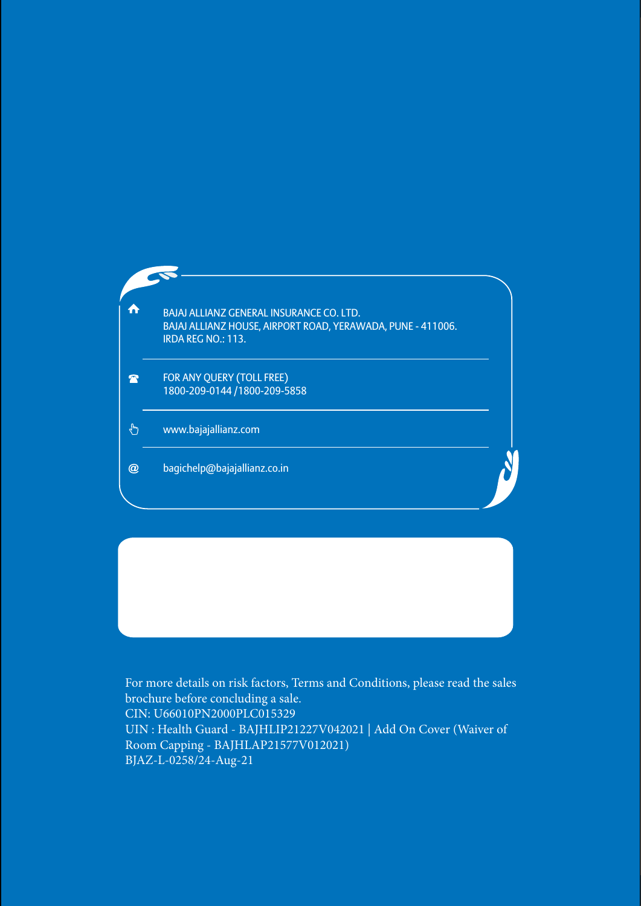BAJAJ ALLIANZ GENERAL INSURANCE CO. LTD.
BAJAJ ALLIANZ HOUSE, AIRPORT ROAD, YERAWADA, PUNE - 411006.
IRDA REG NO.: 113.

FOR ANY QUERY (TOLL FREE)
1800-209-0144 /1800-209-5858

www.bajajallianz.com

bagichelp@bajajallianz.co.in

For more details on risk factors, Terms and Conditions, please read the sales brochure before concluding a sale.
CIN: U66010PN2000PLC015329
UIN : Health Guard - BAJHLIP21227V042021 | Add On Cover (Waiver of Room Capping - BAJHLAP21577V012021)
BJAZ-L-0258/24-Aug-21